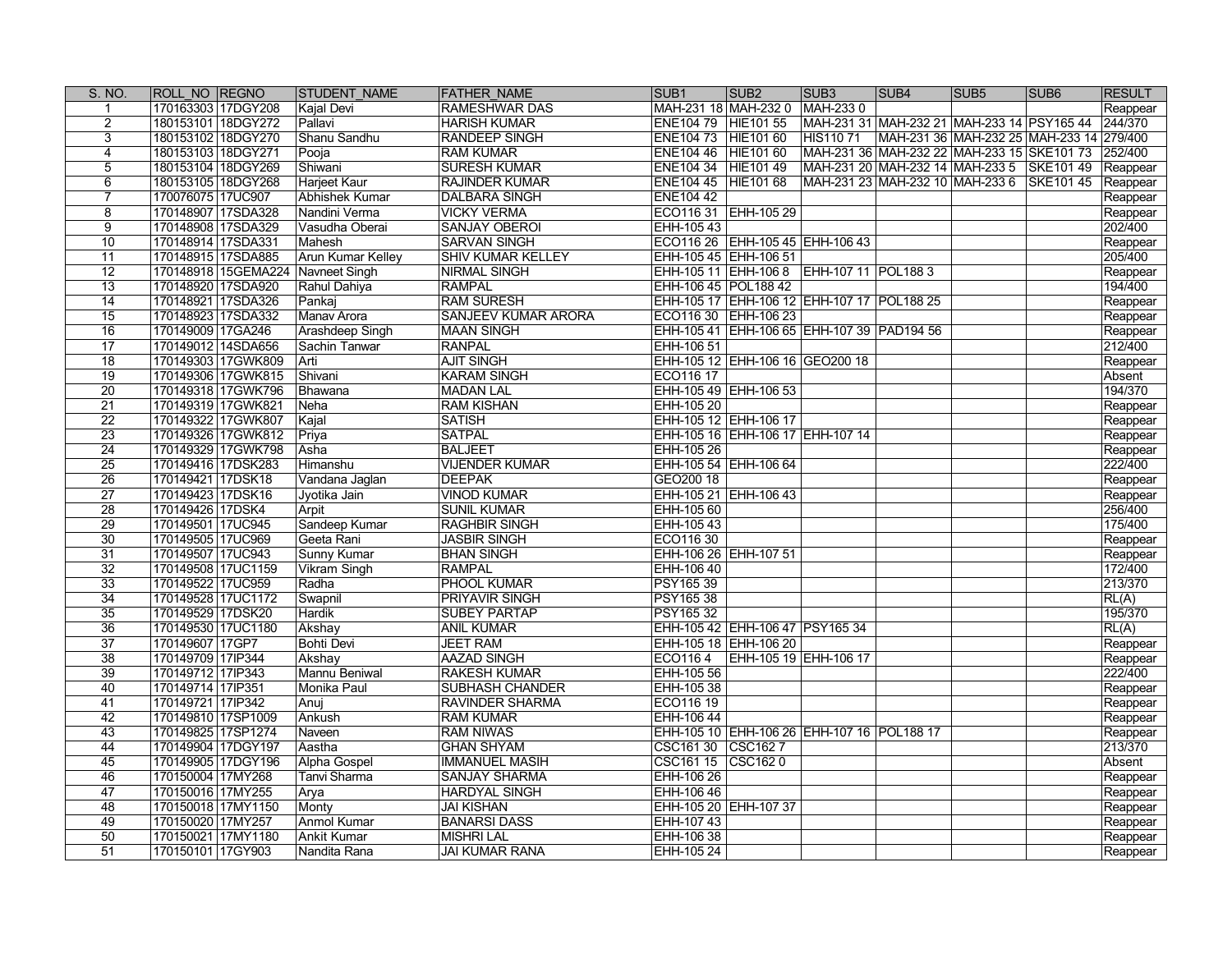| S. NO. | ROLL_NO | REGNO | STUDENT_NAME | FATHER_NAME | SUB1 | SUB2 | SUB3 | SUB4 | SUB5 | SUB6 | RESULT |
|---|---|---|---|---|---|---|---|---|---|---|---|
| 1 | 170163303 | 17DGY208 | Kajal Devi | RAMESHWAR DAS | MAH-231 18 | MAH-232 0 | MAH-233 0 | | | | Reappear |
| 2 | 180153101 | 18DGY272 | Pallavi | HARISH KUMAR | ENE104 79 | HIE101 55 | MAH-231 31 | MAH-232 21 | MAH-233 14 | PSY165 44 | 244/370 |
| 3 | 180153102 | 18DGY270 | Shanu Sandhu | RANDEEP SINGH | ENE104 73 | HIE101 60 | HIS110 71 | MAH-231 36 | MAH-232 25 | MAH-233 14 | 279/400 |
| 4 | 180153103 | 18DGY271 | Pooja | RAM KUMAR | ENE104 46 | HIE101 60 | MAH-231 36 | MAH-232 22 | MAH-233 15 | SKE101 73 | 252/400 |
| 5 | 180153104 | 18DGY269 | Shiwani | SURESH KUMAR | ENE104 34 | HIE101 49 | MAH-231 20 | MAH-232 14 | MAH-233 5 | SKE101 49 | Reappear |
| 6 | 180153105 | 18DGY268 | Harjeet Kaur | RAJINDER KUMAR | ENE104 45 | HIE101 68 | MAH-231 23 | MAH-232 10 | MAH-233 6 | SKE101 45 | Reappear |
| 7 | 170076075 | 17UC907 | Abhishek Kumar | DALBARA SINGH | ENE104 42 | | | | | | Reappear |
| 8 | 170148907 | 17SDA328 | Nandini Verma | VICKY VERMA | ECO116 31 | EHH-105 29 | | | | | Reappear |
| 9 | 170148908 | 17SDA329 | Vasudha Oberai | SANJAY OBEROI | EHH-105 43 | | | | | | 202/400 |
| 10 | 170148914 | 17SDA331 | Mahesh | SARVAN SINGH | ECO116 26 | EHH-105 45 | EHH-106 43 | | | | Reappear |
| 11 | 170148915 | 17SDA885 | Arun Kumar Kelley | SHIV KUMAR KELLEY | EHH-105 45 | EHH-106 51 | | | | | 205/400 |
| 12 | 170148918 | 15GEMA224 | Navneet Singh | NIRMAL SINGH | EHH-105 11 | EHH-106 8 | EHH-107 11 | POL188 3 | | | Reappear |
| 13 | 170148920 | 17SDA920 | Rahul Dahiya | RAMPAL | EHH-106 45 | POL188 42 | | | | | 194/400 |
| 14 | 170148921 | 17SDA326 | Pankaj | RAM SURESH | EHH-105 17 | EHH-106 12 | EHH-107 17 | POL188 25 | | | Reappear |
| 15 | 170148923 | 17SDA332 | Manav Arora | SANJEEV KUMAR ARORA | ECO116 30 | EHH-106 23 | | | | | Reappear |
| 16 | 170149009 | 17GA246 | Arashdeep Singh | MAAN SINGH | EHH-105 41 | EHH-106 65 | EHH-107 39 | PAD194 56 | | | Reappear |
| 17 | 170149012 | 14SDA656 | Sachin Tanwar | RANPAL | EHH-106 51 | | | | | | 212/400 |
| 18 | 170149303 | 17GWK809 | Arti | AJIT SINGH | EHH-105 12 | EHH-106 16 | GEO200 18 | | | | Reappear |
| 19 | 170149306 | 17GWK815 | Shivani | KARAM SINGH | ECO116 17 | | | | | | Absent |
| 20 | 170149318 | 17GWK796 | Bhawana | MADAN LAL | EHH-105 49 | EHH-106 53 | | | | | 194/370 |
| 21 | 170149319 | 17GWK821 | Neha | RAM KISHAN | EHH-105 20 | | | | | | Reappear |
| 22 | 170149322 | 17GWK807 | Kajal | SATISH | EHH-105 12 | EHH-106 17 | | | | | Reappear |
| 23 | 170149326 | 17GWK812 | Priya | SATPAL | EHH-105 16 | EHH-106 17 | EHH-107 14 | | | | Reappear |
| 24 | 170149329 | 17GWK798 | Asha | BALJEET | EHH-105 26 | | | | | | Reappear |
| 25 | 170149416 | 17DSK283 | Himanshu | VIJENDER KUMAR | EHH-105 54 | EHH-106 64 | | | | | 222/400 |
| 26 | 170149421 | 17DSK18 | Vandana Jaglan | DEEPAK | GEO200 18 | | | | | | Reappear |
| 27 | 170149423 | 17DSK16 | Jyotika Jain | VINOD KUMAR | EHH-105 21 | EHH-106 43 | | | | | Reappear |
| 28 | 170149426 | 17DSK4 | Arpit | SUNIL KUMAR | EHH-105 60 | | | | | | 256/400 |
| 29 | 170149501 | 17UC945 | Sandeep Kumar | RAGHBIR SINGH | EHH-105 43 | | | | | | 175/400 |
| 30 | 170149505 | 17UC969 | Geeta Rani | JASBIR SINGH | ECO116 30 | | | | | | Reappear |
| 31 | 170149507 | 17UC943 | Sunny Kumar | BHAN SINGH | EHH-106 26 | EHH-107 51 | | | | | Reappear |
| 32 | 170149508 | 17UC1159 | Vikram Singh | RAMPAL | EHH-106 40 | | | | | | 172/400 |
| 33 | 170149522 | 17UC959 | Radha | PHOOL KUMAR | PSY165 39 | | | | | | 213/370 |
| 34 | 170149528 | 17UC1172 | Swapnil | PRIYAVIR SINGH | PSY165 38 | | | | | | RL(A) |
| 35 | 170149529 | 17DSK20 | Hardik | SUBEY PARTAP | PSY165 32 | | | | | | 195/370 |
| 36 | 170149530 | 17UC1180 | Akshay | ANIL KUMAR | EHH-105 42 | EHH-106 47 | PSY165 34 | | | | RL(A) |
| 37 | 170149607 | 17GP7 | Bohti Devi | JEET RAM | EHH-105 18 | EHH-106 20 | | | | | Reappear |
| 38 | 170149709 | 17IP344 | Akshay | AAZAD SINGH | ECO116 4 | EHH-105 19 | EHH-106 17 | | | | Reappear |
| 39 | 170149712 | 17IP343 | Mannu Beniwal | RAKESH KUMAR | EHH-105 56 | | | | | | 222/400 |
| 40 | 170149714 | 17IP351 | Monika Paul | SUBHASH CHANDER | EHH-105 38 | | | | | | Reappear |
| 41 | 170149721 | 17IP342 | Anuj | RAVINDER SHARMA | ECO116 19 | | | | | | Reappear |
| 42 | 170149810 | 17SP1009 | Ankush | RAM KUMAR | EHH-106 44 | | | | | | Reappear |
| 43 | 170149825 | 17SP1274 | Naveen | RAM NIWAS | EHH-105 10 | EHH-106 26 | EHH-107 16 | POL188 17 | | | Reappear |
| 44 | 170149904 | 17DGY197 | Aastha | GHAN SHYAM | CSC161 30 | CSC162 7 | | | | | 213/370 |
| 45 | 170149905 | 17DGY196 | Alpha Gospel | IMMANUEL MASIH | CSC161 15 | CSC162 0 | | | | | Absent |
| 46 | 170150004 | 17MY268 | Tanvi Sharma | SANJAY SHARMA | EHH-106 26 | | | | | | Reappear |
| 47 | 170150016 | 17MY255 | Arya | HARDYAL SINGH | EHH-106 46 | | | | | | Reappear |
| 48 | 170150018 | 17MY1150 | Monty | JAI KISHAN | EHH-105 20 | EHH-107 37 | | | | | Reappear |
| 49 | 170150020 | 17MY257 | Anmol Kumar | BANARSI DASS | EHH-107 43 | | | | | | Reappear |
| 50 | 170150021 | 17MY1180 | Ankit Kumar | MISHRI LAL | EHH-106 38 | | | | | | Reappear |
| 51 | 170150101 | 17GY903 | Nandita Rana | JAI KUMAR RANA | EHH-105 24 | | | | | | Reappear |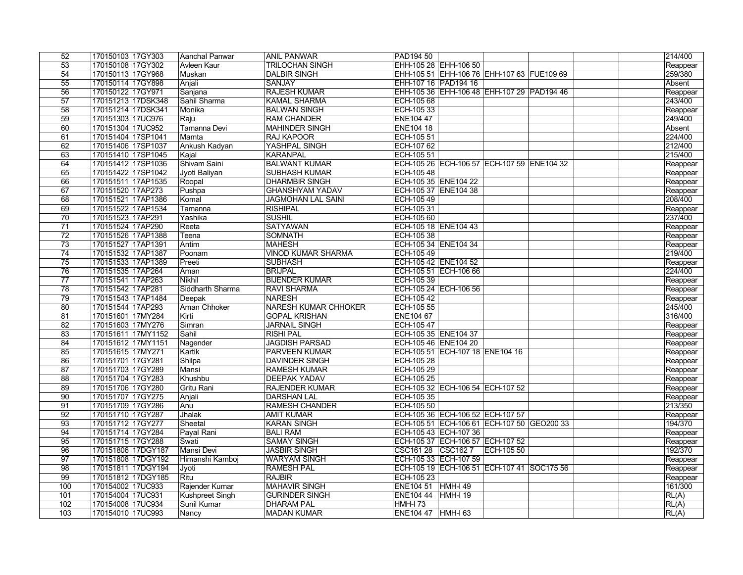| 52 | 170150103 | 17GY303 | Aanchal Panwar | ANIL PANWAR | PAD194 50 | | | | | | 214/400 |
|---|---|---|---|---|---|---|---|---|---|---|---|
| 53 | 170150108 | 17GY302 | Avleen Kaur | TRILOCHAN SINGH | EHH-105 28 | EHH-106 50 | | | | | Reappear |
| 54 | 170150113 | 17GY968 | Muskan | DALBIR SINGH | EHH-105 51 | EHH-106 76 | EHH-107 63 | FUE109 69 | | | 259/380 |
| 55 | 170150114 | 17GY898 | Anjali | SANJAY | EHH-107 16 | PAD194 16 | | | | | Absent |
| 56 | 170150122 | 17GY971 | Sanjana | RAJESH KUMAR | EHH-105 36 | EHH-106 48 | EHH-107 29 | PAD194 46 | | | Reappear |
| 57 | 170151213 | 17DSK348 | Sahil Sharma | KAMAL SHARMA | ECH-105 68 | | | | | | 243/400 |
| 58 | 170151214 | 17DSK341 | Monika | BALWAN SINGH | ECH-105 33 | | | | | | Reappear |
| 59 | 170151303 | 17UC976 | Raju | RAM CHANDER | ENE104 47 | | | | | | 249/400 |
| 60 | 170151304 | 17UC952 | Tamanna Devi | MAHINDER SINGH | ENE104 18 | | | | | | Absent |
| 61 | 170151404 | 17SP1041 | Mamta | RAJ KAPOOR | ECH-105 51 | | | | | | 224/400 |
| 62 | 170151406 | 17SP1037 | Ankush Kadyan | YASHPAL SINGH | ECH-107 62 | | | | | | 212/400 |
| 63 | 170151410 | 17SP1045 | Kajal | KARANPAL | ECH-105 51 | | | | | | 215/400 |
| 64 | 170151412 | 17SP1036 | Shivam Saini | BALWANT KUMAR | ECH-105 26 | ECH-106 57 | ECH-107 59 | ENE104 32 | | | Reappear |
| 65 | 170151422 | 17SP1042 | Jyoti Baliyan | SUBHASH KUMAR | ECH-105 48 | | | | | | Reappear |
| 66 | 170151511 | 17AP1535 | Roopal | DHARMBIR SINGH | ECH-105 35 | ENE104 22 | | | | | Reappear |
| 67 | 170151520 | 17AP273 | Pushpa | GHANSHYAM YADAV | ECH-105 37 | ENE104 38 | | | | | Reappear |
| 68 | 170151521 | 17AP1386 | Komal | JAGMOHAN LAL SAINI | ECH-105 49 | | | | | | 208/400 |
| 69 | 170151522 | 17AP1534 | Tamanna | RISHIPAL | ECH-105 31 | | | | | | Reappear |
| 70 | 170151523 | 17AP291 | Yashika | SUSHIL | ECH-105 60 | | | | | | 237/400 |
| 71 | 170151524 | 17AP290 | Reeta | SATYAWAN | ECH-105 18 | ENE104 43 | | | | | Reappear |
| 72 | 170151526 | 17AP1388 | Teena | SOMNATH | ECH-105 38 | | | | | | Reappear |
| 73 | 170151527 | 17AP1391 | Antim | MAHESH | ECH-105 34 | ENE104 34 | | | | | Reappear |
| 74 | 170151532 | 17AP1387 | Poonam | VINOD KUMAR SHARMA | ECH-105 49 | | | | | | 219/400 |
| 75 | 170151533 | 17AP1389 | Preeti | SUBHASH | ECH-105 42 | ENE104 52 | | | | | Reappear |
| 76 | 170151535 | 17AP264 | Aman | BRIJPAL | ECH-105 51 | ECH-106 66 | | | | | 224/400 |
| 77 | 170151541 | 17AP263 | Nikhil | BIJENDER KUMAR | ECH-105 39 | | | | | | Reappear |
| 78 | 170151542 | 17AP281 | Siddharth Sharma | RAVI SHARMA | ECH-105 24 | ECH-106 56 | | | | | Reappear |
| 79 | 170151543 | 17AP1484 | Deepak | NARESH | ECH-105 42 | | | | | | Reappear |
| 80 | 170151544 | 17AP293 | Aman Chhoker | NARESH KUMAR CHHOKER | ECH-105 55 | | | | | | 245/400 |
| 81 | 170151601 | 17MY284 | Kirti | GOPAL KRISHAN | ENE104 67 | | | | | | 316/400 |
| 82 | 170151603 | 17MY276 | Simran | JARNAIL SINGH | ECH-105 47 | | | | | | Reappear |
| 83 | 170151611 | 17MY1152 | Sahil | RISHI PAL | ECH-105 35 | ENE104 37 | | | | | Reappear |
| 84 | 170151612 | 17MY1151 | Nagender | JAGDISH PARSAD | ECH-105 46 | ENE104 20 | | | | | Reappear |
| 85 | 170151615 | 17MY271 | Kartik | PARVEEN KUMAR | ECH-105 51 | ECH-107 18 | ENE104 16 | | | | Reappear |
| 86 | 170151701 | 17GY281 | Shilpa | DAVINDER SINGH | ECH-105 28 | | | | | | Reappear |
| 87 | 170151703 | 17GY289 | Mansi | RAMESH KUMAR | ECH-105 29 | | | | | | Reappear |
| 88 | 170151704 | 17GY283 | Khushbu | DEEPAK YADAV | ECH-105 25 | | | | | | Reappear |
| 89 | 170151706 | 17GY280 | Gritu Rani | RAJENDER KUMAR | ECH-105 32 | ECH-106 54 | ECH-107 52 | | | | Reappear |
| 90 | 170151707 | 17GY275 | Anjali | DARSHAN LAL | ECH-105 35 | | | | | | Reappear |
| 91 | 170151709 | 17GY286 | Anu | RAMESH CHANDER | ECH-105 50 | | | | | | 213/350 |
| 92 | 170151710 | 17GY287 | Jhalak | AMIT KUMAR | ECH-105 36 | ECH-106 52 | ECH-107 57 | | | | Reappear |
| 93 | 170151712 | 17GY277 | Sheetal | KARAN SINGH | ECH-105 51 | ECH-106 61 | ECH-107 50 | GEO200 33 | | | 194/370 |
| 94 | 170151714 | 17GY284 | Payal Rani | BALI RAM | ECH-105 43 | ECH-107 36 | | | | | Reappear |
| 95 | 170151715 | 17GY288 | Swati | SAMAY SINGH | ECH-105 37 | ECH-106 57 | ECH-107 52 | | | | Reappear |
| 96 | 170151806 | 17DGY187 | Mansi Devi | JASBIR SINGH | CSC161 28 | CSC162 7 | ECH-105 50 | | | | 192/370 |
| 97 | 170151808 | 17DGY192 | Himanshi Kamboj | WARYAM SINGH | ECH-105 33 | ECH-107 59 | | | | | Reappear |
| 98 | 170151811 | 17DGY194 | Jyoti | RAMESH PAL | ECH-105 19 | ECH-106 51 | ECH-107 41 | SOC175 56 | | | Reappear |
| 99 | 170151812 | 17DGY185 | Ritu | RAJBIR | ECH-105 23 | | | | | | Reappear |
| 100 | 170154002 | 17UC933 | Rajender Kumar | MAHAVIR SINGH | ENE104 51 | HMH-I 49 | | | | | 161/300 |
| 101 | 170154004 | 17UC931 | Kushpreet Singh | GURINDER SINGH | ENE104 44 | HMH-I 19 | | | | | RL(A) |
| 102 | 170154008 | 17UC934 | Sunil Kumar | DHARAM PAL | HMH-I 73 | | | | | | RL(A) |
| 103 | 170154010 | 17UC993 | Nancy | MADAN KUMAR | ENE104 47 | HMH-I 63 | | | | | RL(A) |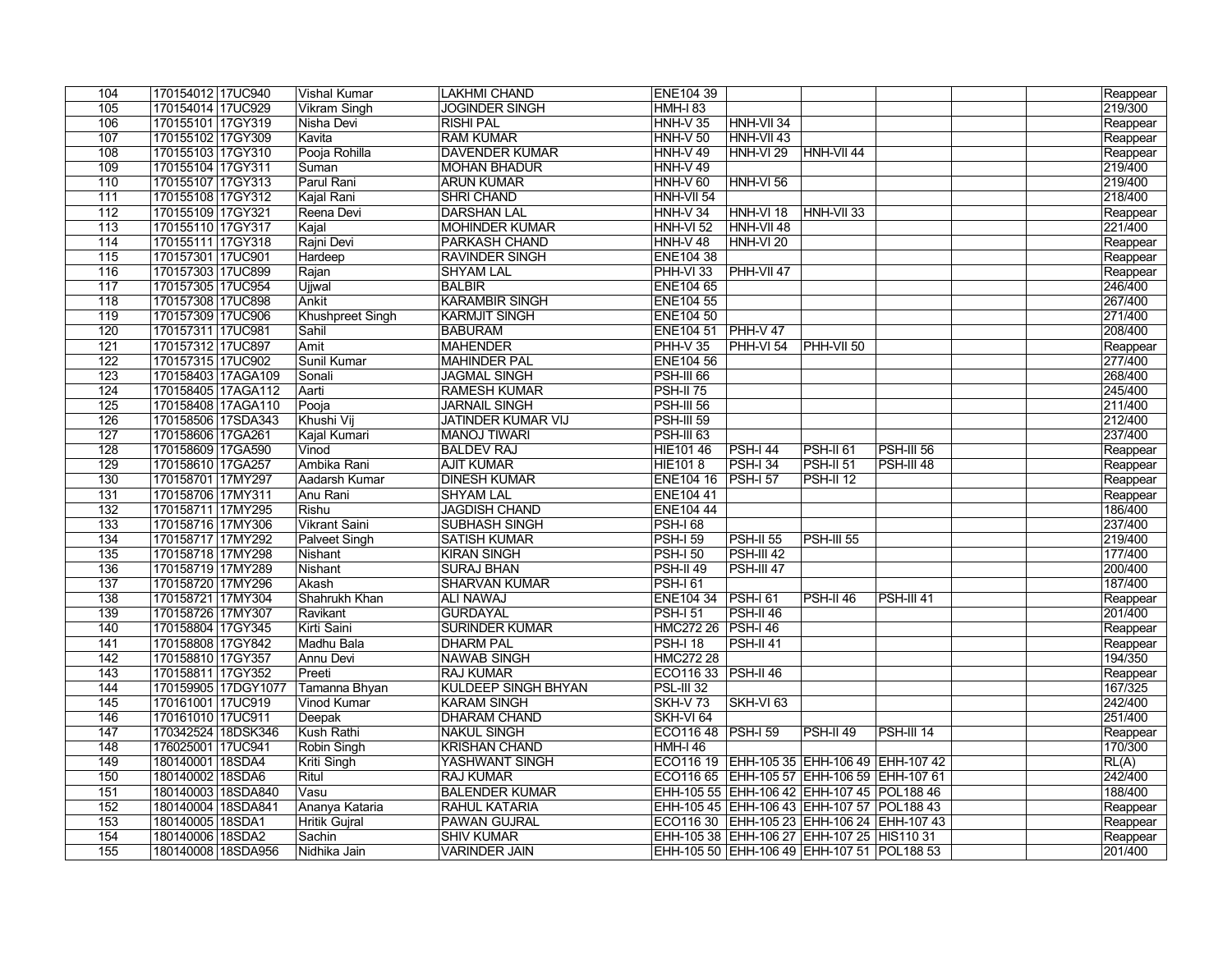| | | | | | | | | | | | |
|---|---|---|---|---|---|---|---|---|---|---|---|
| 104 | 170154012 | 17UC940 | Vishal Kumar | LAKHMI CHAND | ENE104 39 | | | | | | Reappear |
| 105 | 170154014 | 17UC929 | Vikram Singh | JOGINDER SINGH | HMH-I 83 | | | | | | 219/300 |
| 106 | 170155101 | 17GY319 | Nisha Devi | RISHI PAL | HNH-V 35 | HNH-VII 34 | | | | | Reappear |
| 107 | 170155102 | 17GY309 | Kavita | RAM KUMAR | HNH-V 50 | HNH-VII 43 | | | | | Reappear |
| 108 | 170155103 | 17GY310 | Pooja Rohilla | DAVENDER KUMAR | HNH-V 49 | HNH-VI 29 | HNH-VII 44 | | | | Reappear |
| 109 | 170155104 | 17GY311 | Suman | MOHAN BHADUR | HNH-V 49 | | | | | | 219/400 |
| 110 | 170155107 | 17GY313 | Parul Rani | ARUN KUMAR | HNH-V 60 | HNH-VI 56 | | | | | 219/400 |
| 111 | 170155108 | 17GY312 | Kajal Rani | SHRI CHAND | HNH-VII 54 | | | | | | 218/400 |
| 112 | 170155109 | 17GY321 | Reena Devi | DARSHAN LAL | HNH-V 34 | HNH-VI 18 | HNH-VII 33 | | | | Reappear |
| 113 | 170155110 | 17GY317 | Kajal | MOHINDER KUMAR | HNH-VI 52 | HNH-VII 48 | | | | | 221/400 |
| 114 | 170155111 | 17GY318 | Rajni Devi | PARKASH CHAND | HNH-V 48 | HNH-VI 20 | | | | | Reappear |
| 115 | 170157301 | 17UC901 | Hardeep | RAVINDER SINGH | ENE104 38 | | | | | | Reappear |
| 116 | 170157303 | 17UC899 | Rajan | SHYAM LAL | PHH-VI 33 | PHH-VII 47 | | | | | Reappear |
| 117 | 170157305 | 17UC954 | Ujjwal | BALBIR | ENE104 65 | | | | | | 246/400 |
| 118 | 170157308 | 17UC898 | Ankit | KARAMBIR SINGH | ENE104 55 | | | | | | 267/400 |
| 119 | 170157309 | 17UC906 | Khushpreet Singh | KARMJIT SINGH | ENE104 50 | | | | | | 271/400 |
| 120 | 170157311 | 17UC981 | Sahil | BABURAM | ENE104 51 | PHH-V 47 | | | | | 208/400 |
| 121 | 170157312 | 17UC897 | Amit | MAHENDER | PHH-V 35 | PHH-VI 54 | PHH-VII 50 | | | | Reappear |
| 122 | 170157315 | 17UC902 | Sunil Kumar | MAHINDER PAL | ENE104 56 | | | | | | 277/400 |
| 123 | 170158403 | 17AGA109 | Sonali | JAGMAL SINGH | PSH-III 66 | | | | | | 268/400 |
| 124 | 170158405 | 17AGA112 | Aarti | RAMESH KUMAR | PSH-II 75 | | | | | | 245/400 |
| 125 | 170158408 | 17AGA110 | Pooja | JARNAIL SINGH | PSH-III 56 | | | | | | 211/400 |
| 126 | 170158506 | 17SDA343 | Khushi Vij | JATINDER KUMAR VIJ | PSH-III 59 | | | | | | 212/400 |
| 127 | 170158606 | 17GA261 | Kajal Kumari | MANOJ TIWARI | PSH-III 63 | | | | | | 237/400 |
| 128 | 170158609 | 17GA590 | Vinod | BALDEV RAJ | HIE101 46 | PSH-I 44 | PSH-II 61 | PSH-III 56 | | | Reappear |
| 129 | 170158610 | 17GA257 | Ambika Rani | AJIT KUMAR | HIE101 8 | PSH-I 34 | PSH-II 51 | PSH-III 48 | | | Reappear |
| 130 | 170158701 | 17MY297 | Aadarsh Kumar | DINESH KUMAR | ENE104 16 | PSH-I 57 | PSH-II 12 | | | | Reappear |
| 131 | 170158706 | 17MY311 | Anu Rani | SHYAM LAL | ENE104 41 | | | | | | Reappear |
| 132 | 170158711 | 17MY295 | Rishu | JAGDISH CHAND | ENE104 44 | | | | | | 186/400 |
| 133 | 170158716 | 17MY306 | Vikrant Saini | SUBHASH SINGH | PSH-I 68 | | | | | | 237/400 |
| 134 | 170158717 | 17MY292 | Palveet Singh | SATISH KUMAR | PSH-I 59 | PSH-II 55 | PSH-III 55 | | | | 219/400 |
| 135 | 170158718 | 17MY298 | Nishant | KIRAN SINGH | PSH-I 50 | PSH-III 42 | | | | | 177/400 |
| 136 | 170158719 | 17MY289 | Nishant | SURAJ BHAN | PSH-II 49 | PSH-III 47 | | | | | 200/400 |
| 137 | 170158720 | 17MY296 | Akash | SHARVAN KUMAR | PSH-I 61 | | | | | | 187/400 |
| 138 | 170158721 | 17MY304 | Shahrukh Khan | ALI NAWAJ | ENE104 34 | PSH-I 61 | PSH-II 46 | PSH-III 41 | | | Reappear |
| 139 | 170158726 | 17MY307 | Ravikant | GURDAYAL | PSH-I 51 | PSH-II 46 | | | | | 201/400 |
| 140 | 170158804 | 17GY345 | Kirti Saini | SURINDER KUMAR | HMC272 26 | PSH-I 46 | | | | | Reappear |
| 141 | 170158808 | 17GY842 | Madhu Bala | DHARM PAL | PSH-I 18 | PSH-II 41 | | | | | Reappear |
| 142 | 170158810 | 17GY357 | Annu Devi | NAWAB SINGH | HMC272 28 | | | | | | 194/350 |
| 143 | 170158811 | 17GY352 | Preeti | RAJ KUMAR | ECO116 33 | PSH-II 46 | | | | | Reappear |
| 144 | 170159905 | 17DGY1077 | Tamanna Bhyan | KULDEEP SINGH BHYAN | PSL-III 32 | | | | | | 167/325 |
| 145 | 170161001 | 17UC919 | Vinod Kumar | KARAM SINGH | SKH-V 73 | SKH-VI 63 | | | | | 242/400 |
| 146 | 170161010 | 17UC911 | Deepak | DHARAM CHAND | SKH-VI 64 | | | | | | 251/400 |
| 147 | 170342524 | 18DSK346 | Kush Rathi | NAKUL SINGH | ECO116 48 | PSH-I 59 | PSH-II 49 | PSH-III 14 | | | Reappear |
| 148 | 176025001 | 17UC941 | Robin Singh | KRISHAN CHAND | HMH-I 46 | | | | | | 170/300 |
| 149 | 180140001 | 18SDA4 | Kriti Singh | YASHWANT SINGH | ECO116 19 | EHH-105 35 | EHH-106 49 | EHH-107 42 | | | RL(A) |
| 150 | 180140002 | 18SDA6 | Ritul | RAJ KUMAR | ECO116 65 | EHH-105 57 | EHH-106 59 | EHH-107 61 | | | 242/400 |
| 151 | 180140003 | 18SDA840 | Vasu | BALENDER KUMAR | EHH-105 55 | EHH-106 42 | EHH-107 45 | POL188 46 | | | 188/400 |
| 152 | 180140004 | 18SDA841 | Ananya Kataria | RAHUL KATARIA | EHH-105 45 | EHH-106 43 | EHH-107 57 | POL188 43 | | | Reappear |
| 153 | 180140005 | 18SDA1 | Hritik Gujral | PAWAN GUJRAL | ECO116 30 | EHH-105 23 | EHH-106 24 | EHH-107 43 | | | Reappear |
| 154 | 180140006 | 18SDA2 | Sachin | SHIV KUMAR | EHH-105 38 | EHH-106 27 | EHH-107 25 | HIS110 31 | | | Reappear |
| 155 | 180140008 | 18SDA956 | Nidhika Jain | VARINDER JAIN | EHH-105 50 | EHH-106 49 | EHH-107 51 | POL188 53 | | | 201/400 |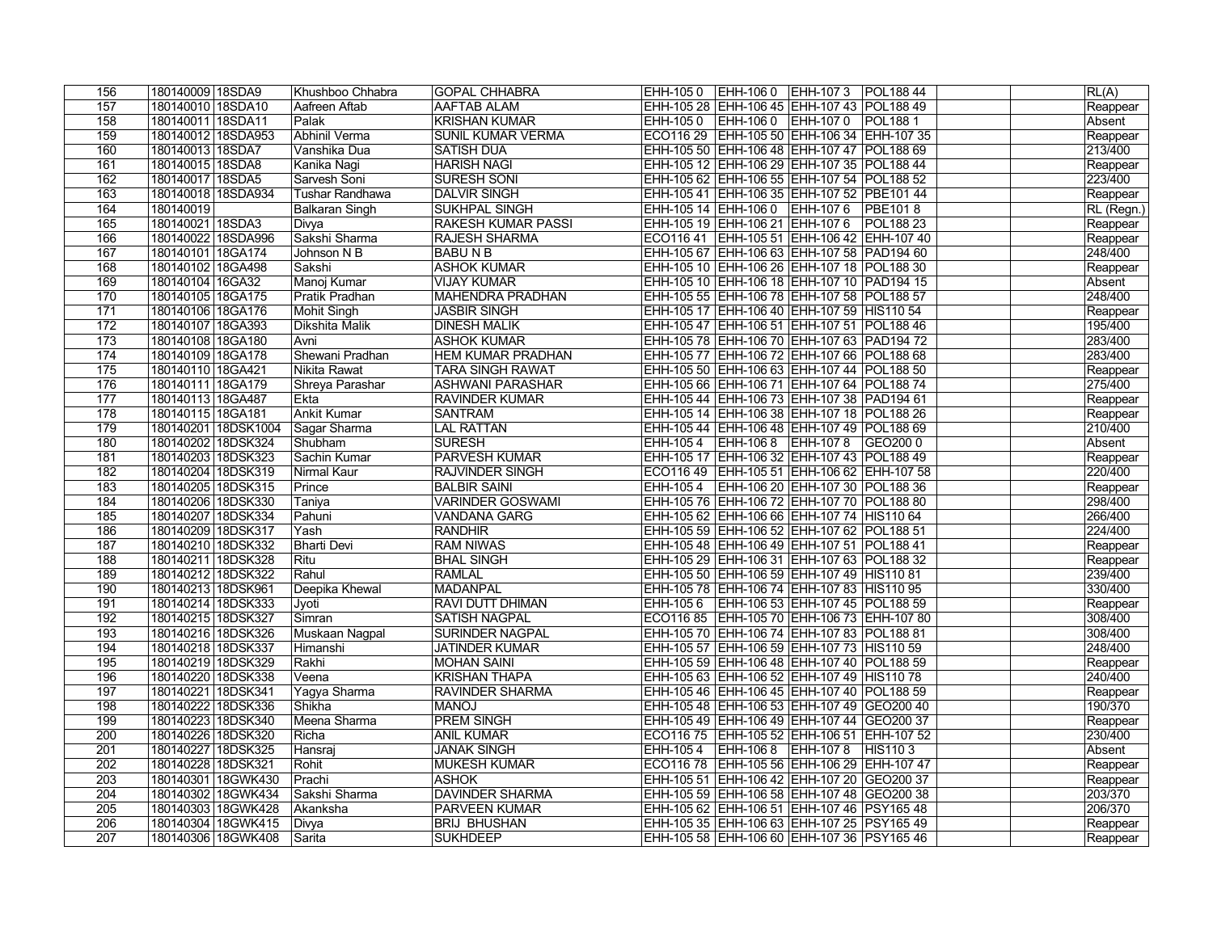| 156 | 180140009 | 18SDA9 | Khushboo Chhabra | GOPAL CHHABRA | EHH-105 0 | EHH-106 0 | EHH-107 3 | POL188 44 | | | RL(A) |
|---|---|---|---|---|---|---|---|---|---|---|---|
| 157 | 180140010 | 18SDA10 | Aafreen Aftab | AAFTAB ALAM | EHH-105 28 | EHH-106 45 | EHH-107 43 | POL188 49 | | | Reappear |
| 158 | 180140011 | 18SDA11 | Palak | KRISHAN KUMAR | EHH-105 0 | EHH-106 0 | EHH-107 0 | POL188 1 | | | Absent |
| 159 | 180140012 | 18SDA953 | Abhinil Verma | SUNIL KUMAR VERMA | ECO116 29 | EHH-105 50 | EHH-106 34 | EHH-107 35 | | | Reappear |
| 160 | 180140013 | 18SDA7 | Vanshika Dua | SATISH DUA | EHH-105 50 | EHH-106 48 | EHH-107 47 | POL188 69 | | | 213/400 |
| 161 | 180140015 | 18SDA8 | Kanika Nagi | HARISH NAGI | EHH-105 12 | EHH-106 29 | EHH-107 35 | POL188 44 | | | Reappear |
| 162 | 180140017 | 18SDA5 | Sarvesh Soni | SURESH SONI | EHH-105 62 | EHH-106 55 | EHH-107 54 | POL188 52 | | | 223/400 |
| 163 | 180140018 | 18SDA934 | Tushar Randhawa | DALVIR SINGH | EHH-105 41 | EHH-106 35 | EHH-107 52 | PBE101 44 | | | Reappear |
| 164 | 180140019 | | Balkaran Singh | SUKHPAL SINGH | EHH-105 14 | EHH-106 0 | EHH-107 6 | PBE101 8 | | | RL (Regn.) |
| 165 | 180140021 | 18SDA3 | Divya | RAKESH KUMAR PASSI | EHH-105 19 | EHH-106 21 | EHH-107 6 | POL188 23 | | | Reappear |
| 166 | 180140022 | 18SDA996 | Sakshi Sharma | RAJESH SHARMA | ECO116 41 | EHH-105 51 | EHH-106 42 | EHH-107 40 | | | Reappear |
| 167 | 180140101 | 18GA174 | Johnson N B | BABU N B | EHH-105 67 | EHH-106 63 | EHH-107 58 | PAD194 60 | | | 248/400 |
| 168 | 180140102 | 18GA498 | Sakshi | ASHOK KUMAR | EHH-105 10 | EHH-106 26 | EHH-107 18 | POL188 30 | | | Reappear |
| 169 | 180140104 | 16GA32 | Manoj Kumar | VIJAY KUMAR | EHH-105 10 | EHH-106 18 | EHH-107 10 | PAD194 15 | | | Absent |
| 170 | 180140105 | 18GA175 | Pratik Pradhan | MAHENDRA PRADHAN | EHH-105 55 | EHH-106 78 | EHH-107 58 | POL188 57 | | | 248/400 |
| 171 | 180140106 | 18GA176 | Mohit Singh | JASBIR SINGH | EHH-105 17 | EHH-106 40 | EHH-107 59 | HIS110 54 | | | Reappear |
| 172 | 180140107 | 18GA393 | Dikshita Malik | DINESH MALIK | EHH-105 47 | EHH-106 51 | EHH-107 51 | POL188 46 | | | 195/400 |
| 173 | 180140108 | 18GA180 | Avni | ASHOK KUMAR | EHH-105 78 | EHH-106 70 | EHH-107 63 | PAD194 72 | | | 283/400 |
| 174 | 180140109 | 18GA178 | Shewani Pradhan | HEM KUMAR PRADHAN | EHH-105 77 | EHH-106 72 | EHH-107 66 | POL188 68 | | | 283/400 |
| 175 | 180140110 | 18GA421 | Nikita Rawat | TARA SINGH RAWAT | EHH-105 50 | EHH-106 63 | EHH-107 44 | POL188 50 | | | Reappear |
| 176 | 180140111 | 18GA179 | Shreya Parashar | ASHWANI PARASHAR | EHH-105 66 | EHH-106 71 | EHH-107 64 | POL188 74 | | | 275/400 |
| 177 | 180140113 | 18GA487 | Ekta | RAVINDER KUMAR | EHH-105 44 | EHH-106 73 | EHH-107 38 | PAD194 61 | | | Reappear |
| 178 | 180140115 | 18GA181 | Ankit Kumar | SANTRAM | EHH-105 14 | EHH-106 38 | EHH-107 18 | POL188 26 | | | Reappear |
| 179 | 180140201 | 18DSK1004 | Sagar Sharma | LAL RATTAN | EHH-105 44 | EHH-106 48 | EHH-107 49 | POL188 69 | | | 210/400 |
| 180 | 180140202 | 18DSK324 | Shubham | SURESH | EHH-105 4 | EHH-106 8 | EHH-107 8 | GEO200 0 | | | Absent |
| 181 | 180140203 | 18DSK323 | Sachin Kumar | PARVESH KUMAR | EHH-105 17 | EHH-106 32 | EHH-107 43 | POL188 49 | | | Reappear |
| 182 | 180140204 | 18DSK319 | Nirmal Kaur | RAJVINDER SINGH | ECO116 49 | EHH-105 51 | EHH-106 62 | EHH-107 58 | | | 220/400 |
| 183 | 180140205 | 18DSK315 | Prince | BALBIR SAINI | EHH-105 4 | EHH-106 20 | EHH-107 30 | POL188 36 | | | Reappear |
| 184 | 180140206 | 18DSK330 | Taniya | VARINDER GOSWAMI | EHH-105 76 | EHH-106 72 | EHH-107 70 | POL188 80 | | | 298/400 |
| 185 | 180140207 | 18DSK334 | Pahuni | VANDANA GARG | EHH-105 62 | EHH-106 66 | EHH-107 74 | HIS110 64 | | | 266/400 |
| 186 | 180140209 | 18DSK317 | Yash | RANDHIR | EHH-105 59 | EHH-106 52 | EHH-107 62 | POL188 51 | | | 224/400 |
| 187 | 180140210 | 18DSK332 | Bharti Devi | RAM NIWAS | EHH-105 48 | EHH-106 49 | EHH-107 51 | POL188 41 | | | Reappear |
| 188 | 180140211 | 18DSK328 | Ritu | BHAL SINGH | EHH-105 29 | EHH-106 31 | EHH-107 63 | POL188 32 | | | Reappear |
| 189 | 180140212 | 18DSK322 | Rahul | RAMLAL | EHH-105 50 | EHH-106 59 | EHH-107 49 | HIS110 81 | | | 239/400 |
| 190 | 180140213 | 18DSK961 | Deepika Khewal | MADANPAL | EHH-105 78 | EHH-106 74 | EHH-107 83 | HIS110 95 | | | 330/400 |
| 191 | 180140214 | 18DSK333 | Jyoti | RAVI DUTT DHIMAN | EHH-105 6 | EHH-106 53 | EHH-107 45 | POL188 59 | | | Reappear |
| 192 | 180140215 | 18DSK327 | Simran | SATISH NAGPAL | ECO116 85 | EHH-105 70 | EHH-106 73 | EHH-107 80 | | | 308/400 |
| 193 | 180140216 | 18DSK326 | Muskaan Nagpal | SURINDER NAGPAL | EHH-105 70 | EHH-106 74 | EHH-107 83 | POL188 81 | | | 308/400 |
| 194 | 180140218 | 18DSK337 | Himanshi | JATINDER KUMAR | EHH-105 57 | EHH-106 59 | EHH-107 73 | HIS110 59 | | | 248/400 |
| 195 | 180140219 | 18DSK329 | Rakhi | MOHAN SAINI | EHH-105 59 | EHH-106 48 | EHH-107 40 | POL188 59 | | | Reappear |
| 196 | 180140220 | 18DSK338 | Veena | KRISHAN THAPA | EHH-105 63 | EHH-106 52 | EHH-107 49 | HIS110 78 | | | 240/400 |
| 197 | 180140221 | 18DSK341 | Yagya Sharma | RAVINDER SHARMA | EHH-105 46 | EHH-106 45 | EHH-107 40 | POL188 59 | | | Reappear |
| 198 | 180140222 | 18DSK336 | Shikha | MANOJ | EHH-105 48 | EHH-106 53 | EHH-107 49 | GEO200 40 | | | 190/370 |
| 199 | 180140223 | 18DSK340 | Meena Sharma | PREM SINGH | EHH-105 49 | EHH-106 49 | EHH-107 44 | GEO200 37 | | | Reappear |
| 200 | 180140226 | 18DSK320 | Richa | ANIL KUMAR | ECO116 75 | EHH-105 52 | EHH-106 51 | EHH-107 52 | | | 230/400 |
| 201 | 180140227 | 18DSK325 | Hansraj | JANAK SINGH | EHH-105 4 | EHH-106 8 | EHH-107 8 | HIS110 3 | | | Absent |
| 202 | 180140228 | 18DSK321 | Rohit | MUKESH KUMAR | ECO116 78 | EHH-105 56 | EHH-106 29 | EHH-107 47 | | | Reappear |
| 203 | 180140301 | 18GWK430 | Prachi | ASHOK | EHH-105 51 | EHH-106 42 | EHH-107 20 | GEO200 37 | | | Reappear |
| 204 | 180140302 | 18GWK434 | Sakshi Sharma | DAVINDER SHARMA | EHH-105 59 | EHH-106 58 | EHH-107 48 | GEO200 38 | | | 203/370 |
| 205 | 180140303 | 18GWK428 | Akanksha | PARVEEN KUMAR | EHH-105 62 | EHH-106 51 | EHH-107 46 | PSY165 48 | | | 206/370 |
| 206 | 180140304 | 18GWK415 | Divya | BRIJ BHUSHAN | EHH-105 35 | EHH-106 63 | EHH-107 25 | PSY165 49 | | | Reappear |
| 207 | 180140306 | 18GWK408 | Sarita | SUKHDEEP | EHH-105 58 | EHH-106 60 | EHH-107 36 | PSY165 46 | | | Reappear |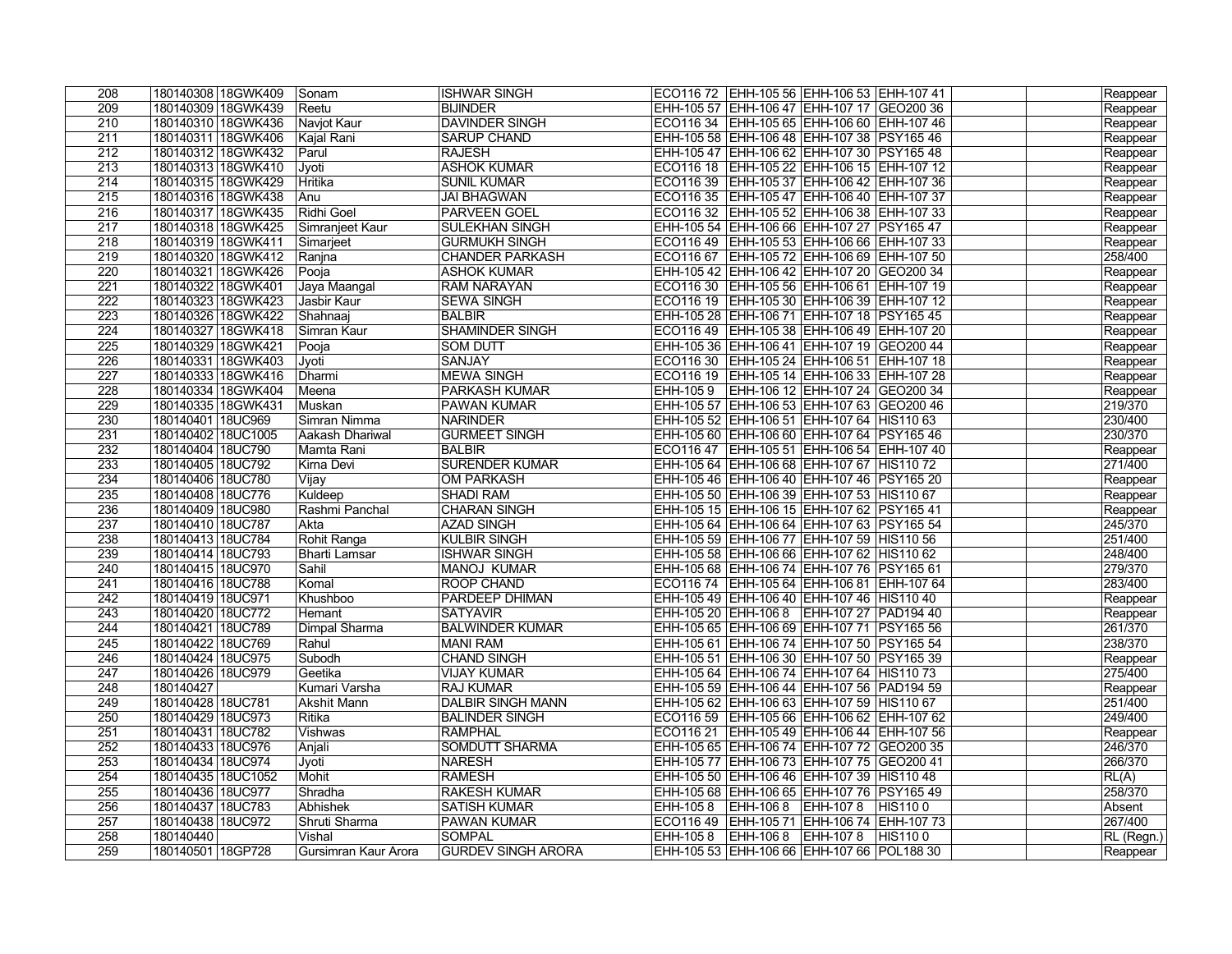| 208 | 180140308 | 18GWK409 | Sonam | ISHWAR SINGH | ECO116 72 | EHH-105 56 | EHH-106 53 | EHH-107 41 | | | Reappear |
|---|---|---|---|---|---|---|---|---|---|---|---|
| 209 | 180140309 | 18GWK439 | Reetu | BIJINDER | EHH-105 57 | EHH-106 47 | EHH-107 17 | GEO200 36 | | | Reappear |
| 210 | 180140310 | 18GWK436 | Navjot Kaur | DAVINDER SINGH | ECO116 34 | EHH-105 65 | EHH-106 60 | EHH-107 46 | | | Reappear |
| 211 | 180140311 | 18GWK406 | Kajal Rani | SARUP CHAND | EHH-105 58 | EHH-106 48 | EHH-107 38 | PSY165 46 | | | Reappear |
| 212 | 180140312 | 18GWK432 | Parul | RAJESH | EHH-105 47 | EHH-106 62 | EHH-107 30 | PSY165 48 | | | Reappear |
| 213 | 180140313 | 18GWK410 | Jyoti | ASHOK KUMAR | ECO116 18 | EHH-105 22 | EHH-106 15 | EHH-107 12 | | | Reappear |
| 214 | 180140315 | 18GWK429 | Hritika | SUNIL KUMAR | ECO116 39 | EHH-105 37 | EHH-106 42 | EHH-107 36 | | | Reappear |
| 215 | 180140316 | 18GWK438 | Anu | JAI BHAGWAN | ECO116 35 | EHH-105 47 | EHH-106 40 | EHH-107 37 | | | Reappear |
| 216 | 180140317 | 18GWK435 | Ridhi Goel | PARVEEN GOEL | ECO116 32 | EHH-105 52 | EHH-106 38 | EHH-107 33 | | | Reappear |
| 217 | 180140318 | 18GWK425 | Simranjeet Kaur | SULEKHAN SINGH | EHH-105 54 | EHH-106 66 | EHH-107 27 | PSY165 47 | | | Reappear |
| 218 | 180140319 | 18GWK411 | Simarjeet | GURMUKH SINGH | ECO116 49 | EHH-105 53 | EHH-106 66 | EHH-107 33 | | | Reappear |
| 219 | 180140320 | 18GWK412 | Ranjna | CHANDER PARKASH | ECO116 67 | EHH-105 72 | EHH-106 69 | EHH-107 50 | | | 258/400 |
| 220 | 180140321 | 18GWK426 | Pooja | ASHOK KUMAR | EHH-105 42 | EHH-106 42 | EHH-107 20 | GEO200 34 | | | Reappear |
| 221 | 180140322 | 18GWK401 | Jaya Maangal | RAM NARAYAN | ECO116 30 | EHH-105 56 | EHH-106 61 | EHH-107 19 | | | Reappear |
| 222 | 180140323 | 18GWK423 | Jasbir Kaur | SEWA SINGH | ECO116 19 | EHH-105 30 | EHH-106 39 | EHH-107 12 | | | Reappear |
| 223 | 180140326 | 18GWK422 | Shahnaaj | BALBIR | EHH-105 28 | EHH-106 71 | EHH-107 18 | PSY165 45 | | | Reappear |
| 224 | 180140327 | 18GWK418 | Simran Kaur | SHAMINDER SINGH | ECO116 49 | EHH-105 38 | EHH-106 49 | EHH-107 20 | | | Reappear |
| 225 | 180140329 | 18GWK421 | Pooja | SOM DUTT | EHH-105 36 | EHH-106 41 | EHH-107 19 | GEO200 44 | | | Reappear |
| 226 | 180140331 | 18GWK403 | Jyoti | SANJAY | ECO116 30 | EHH-105 24 | EHH-106 51 | EHH-107 18 | | | Reappear |
| 227 | 180140333 | 18GWK416 | Dharmi | MEWA SINGH | ECO116 19 | EHH-105 14 | EHH-106 33 | EHH-107 28 | | | Reappear |
| 228 | 180140334 | 18GWK404 | Meena | PARKASH KUMAR | EHH-105 9 | EHH-106 12 | EHH-107 24 | GEO200 34 | | | Reappear |
| 229 | 180140335 | 18GWK431 | Muskan | PAWAN KUMAR | EHH-105 57 | EHH-106 53 | EHH-107 63 | GEO200 46 | | | 219/370 |
| 230 | 180140401 | 18UC969 | Simran Nimma | NARINDER | EHH-105 52 | EHH-106 51 | EHH-107 64 | HIS110 63 | | | 230/400 |
| 231 | 180140402 | 18UC1005 | Aakash Dhariwal | GURMEET SINGH | EHH-105 60 | EHH-106 60 | EHH-107 64 | PSY165 46 | | | 230/370 |
| 232 | 180140404 | 18UC790 | Mamta Rani | BALBIR | ECO116 47 | EHH-105 51 | EHH-106 54 | EHH-107 40 | | | Reappear |
| 233 | 180140405 | 18UC792 | Kirna Devi | SURENDER KUMAR | EHH-105 64 | EHH-106 68 | EHH-107 67 | HIS110 72 | | | 271/400 |
| 234 | 180140406 | 18UC780 | Vijay | OM PARKASH | EHH-105 46 | EHH-106 40 | EHH-107 46 | PSY165 20 | | | Reappear |
| 235 | 180140408 | 18UC776 | Kuldeep | SHADI RAM | EHH-105 50 | EHH-106 39 | EHH-107 53 | HIS110 67 | | | Reappear |
| 236 | 180140409 | 18UC980 | Rashmi Panchal | CHARAN SINGH | EHH-105 15 | EHH-106 15 | EHH-107 62 | PSY165 41 | | | Reappear |
| 237 | 180140410 | 18UC787 | Akta | AZAD SINGH | EHH-105 64 | EHH-106 64 | EHH-107 63 | PSY165 54 | | | 245/370 |
| 238 | 180140413 | 18UC784 | Rohit Ranga | KULBIR SINGH | EHH-105 59 | EHH-106 77 | EHH-107 59 | HIS110 56 | | | 251/400 |
| 239 | 180140414 | 18UC793 | Bharti Lamsar | ISHWAR SINGH | EHH-105 58 | EHH-106 66 | EHH-107 62 | HIS110 62 | | | 248/400 |
| 240 | 180140415 | 18UC970 | Sahil | MANOJ KUMAR | EHH-105 68 | EHH-106 74 | EHH-107 76 | PSY165 61 | | | 279/370 |
| 241 | 180140416 | 18UC788 | Komal | ROOP CHAND | ECO116 74 | EHH-105 64 | EHH-106 81 | EHH-107 64 | | | 283/400 |
| 242 | 180140419 | 18UC971 | Khushboo | PARDEEP DHIMAN | EHH-105 49 | EHH-106 40 | EHH-107 46 | HIS110 40 | | | Reappear |
| 243 | 180140420 | 18UC772 | Hemant | SATYAVIR | EHH-105 20 | EHH-106 8 | EHH-107 27 | PAD194 40 | | | Reappear |
| 244 | 180140421 | 18UC789 | Dimpal Sharma | BALWINDER KUMAR | EHH-105 65 | EHH-106 69 | EHH-107 71 | PSY165 56 | | | 261/370 |
| 245 | 180140422 | 18UC769 | Rahul | MANI RAM | EHH-105 61 | EHH-106 74 | EHH-107 50 | PSY165 54 | | | 238/370 |
| 246 | 180140424 | 18UC975 | Subodh | CHAND SINGH | EHH-105 51 | EHH-106 30 | EHH-107 50 | PSY165 39 | | | Reappear |
| 247 | 180140426 | 18UC979 | Geetika | VIJAY KUMAR | EHH-105 64 | EHH-106 74 | EHH-107 64 | HIS110 73 | | | 275/400 |
| 248 | 180140427 | | Kumari Varsha | RAJ KUMAR | EHH-105 59 | EHH-106 44 | EHH-107 56 | PAD194 59 | | | Reappear |
| 249 | 180140428 | 18UC781 | Akshit Mann | DALBIR SINGH MANN | EHH-105 62 | EHH-106 63 | EHH-107 59 | HIS110 67 | | | 251/400 |
| 250 | 180140429 | 18UC973 | Ritika | BALINDER SINGH | ECO116 59 | EHH-105 66 | EHH-106 62 | EHH-107 62 | | | 249/400 |
| 251 | 180140431 | 18UC782 | Vishwas | RAMPHAL | ECO116 21 | EHH-105 49 | EHH-106 44 | EHH-107 56 | | | Reappear |
| 252 | 180140433 | 18UC976 | Anjali | SOMDUTT SHARMA | EHH-105 65 | EHH-106 74 | EHH-107 72 | GEO200 35 | | | 246/370 |
| 253 | 180140434 | 18UC974 | Jyoti | NARESH | EHH-105 77 | EHH-106 73 | EHH-107 75 | GEO200 41 | | | 266/370 |
| 254 | 180140435 | 18UC1052 | Mohit | RAMESH | EHH-105 50 | EHH-106 46 | EHH-107 39 | HIS110 48 | | | RL(A) |
| 255 | 180140436 | 18UC977 | Shradha | RAKESH KUMAR | EHH-105 68 | EHH-106 65 | EHH-107 76 | PSY165 49 | | | 258/370 |
| 256 | 180140437 | 18UC783 | Abhishek | SATISH KUMAR | EHH-105 8 | EHH-106 8 | EHH-107 8 | HIS110 0 | | | Absent |
| 257 | 180140438 | 18UC972 | Shruti Sharma | PAWAN KUMAR | ECO116 49 | EHH-105 71 | EHH-106 74 | EHH-107 73 | | | 267/400 |
| 258 | 180140440 | | Vishal | SOMPAL | EHH-105 8 | EHH-106 8 | EHH-107 8 | HIS110 0 | | | RL (Regn.) |
| 259 | 180140501 | 18GP728 | Gursimran Kaur Arora | GURDEV SINGH ARORA | EHH-105 53 | EHH-106 66 | EHH-107 66 | POL188 30 | | | Reappear |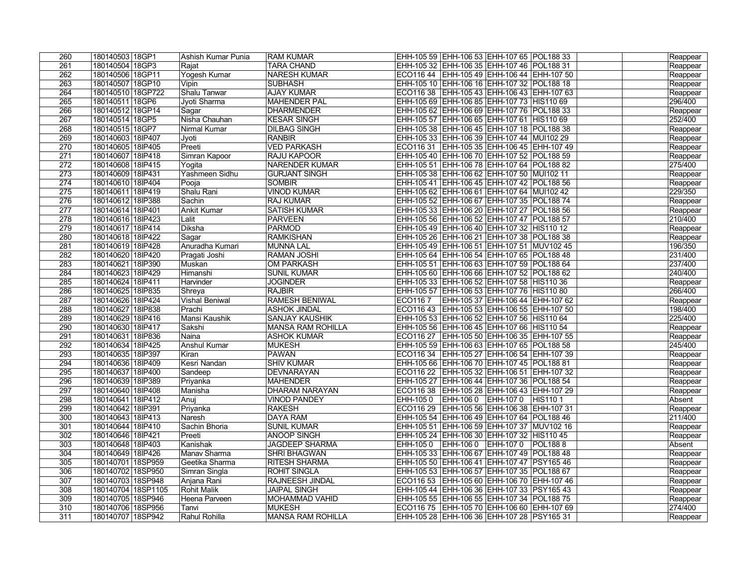| | | | | | | | | | | | |
|---|---|---|---|---|---|---|---|---|---|---|---|
| 260 | 180140503 | 18GP1 | Ashish Kumar Punia | RAM KUMAR | EHH-105 59 | EHH-106 53 | EHH-107 65 | POL188 33 | | | Reappear |
| 261 | 180140504 | 18GP3 | Rajat | TARA CHAND | EHH-105 32 | EHH-106 35 | EHH-107 46 | POL188 31 | | | Reappear |
| 262 | 180140506 | 18GP11 | Yogesh Kumar | NARESH KUMAR | ECO116 44 | EHH-105 49 | EHH-106 44 | EHH-107 50 | | | Reappear |
| 263 | 180140507 | 18GP10 | Vipin | SUBHASH | EHH-105 10 | EHH-106 16 | EHH-107 32 | POL188 18 | | | Reappear |
| 264 | 180140510 | 18GP722 | Shalu Tanwar | AJAY KUMAR | ECO116 38 | EHH-105 43 | EHH-106 43 | EHH-107 63 | | | Reappear |
| 265 | 180140511 | 18GP6 | Jyoti Sharma | MAHENDER PAL | EHH-105 69 | EHH-106 85 | EHH-107 73 | HIS110 69 | | | 296/400 |
| 266 | 180140512 | 18GP14 | Sagar | DHARMENDER | EHH-105 62 | EHH-106 69 | EHH-107 76 | POL188 33 | | | Reappear |
| 267 | 180140514 | 18GP5 | Nisha Chauhan | KESAR SINGH | EHH-105 57 | EHH-106 65 | EHH-107 61 | HIS110 69 | | | 252/400 |
| 268 | 180140515 | 18GP7 | Nirmal Kumar | DILBAG SINGH | EHH-105 38 | EHH-106 45 | EHH-107 18 | POL188 38 | | | Reappear |
| 269 | 180140603 | 18IP407 | Jyoti | RANBIR | EHH-105 33 | EHH-106 39 | EHH-107 44 | MUI102 29 | | | Reappear |
| 270 | 180140605 | 18IP405 | Preeti | VED PARKASH | ECO116 31 | EHH-105 35 | EHH-106 45 | EHH-107 49 | | | Reappear |
| 271 | 180140607 | 18IP418 | Simran Kapoor | RAJU KAPOOR | EHH-105 40 | EHH-106 70 | EHH-107 52 | POL188 59 | | | Reappear |
| 272 | 180140608 | 18IP415 | Yogita | NARENDER KUMAR | EHH-105 51 | EHH-106 78 | EHH-107 64 | POL188 82 | | | 275/400 |
| 273 | 180140609 | 18IP431 | Yashmeen Sidhu | GURJANT SINGH | EHH-105 38 | EHH-106 62 | EHH-107 50 | MUI102 11 | | | Reappear |
| 274 | 180140610 | 18IP404 | Pooja | SOMBIR | EHH-105 41 | EHH-106 45 | EHH-107 42 | POL188 56 | | | Reappear |
| 275 | 180140611 | 18IP419 | Shalu Rani | VINOD KUMAR | EHH-105 62 | EHH-106 61 | EHH-107 64 | MUI102 42 | | | 229/350 |
| 276 | 180140612 | 18IP388 | Sachin | RAJ KUMAR | EHH-105 52 | EHH-106 67 | EHH-107 35 | POL188 74 | | | Reappear |
| 277 | 180140614 | 18IP401 | Ankit Kumar | SATISH KUMAR | EHH-105 33 | EHH-106 20 | EHH-107 27 | POL188 56 | | | Reappear |
| 278 | 180140616 | 18IP423 | Lalit | PARVEEN | EHH-105 56 | EHH-106 52 | EHH-107 47 | POL188 57 | | | 210/400 |
| 279 | 180140617 | 18IP414 | Diksha | PARMOD | EHH-105 49 | EHH-106 40 | EHH-107 32 | HIS110 12 | | | Reappear |
| 280 | 180140618 | 18IP422 | Sagar | RAMKISHAN | EHH-105 26 | EHH-106 21 | EHH-107 38 | POL188 38 | | | Reappear |
| 281 | 180140619 | 18IP428 | Anuradha Kumari | MUNNA LAL | EHH-105 49 | EHH-106 51 | EHH-107 51 | MUV102 45 | | | 196/350 |
| 282 | 180140620 | 18IP420 | Pragati Joshi | RAMAN JOSHI | EHH-105 64 | EHH-106 54 | EHH-107 65 | POL188 48 | | | 231/400 |
| 283 | 180140621 | 18IP390 | Muskan | OM PARKASH | EHH-105 51 | EHH-106 63 | EHH-107 59 | POL188 64 | | | 237/400 |
| 284 | 180140623 | 18IP429 | Himanshi | SUNIL KUMAR | EHH-105 60 | EHH-106 66 | EHH-107 52 | POL188 62 | | | 240/400 |
| 285 | 180140624 | 18IP411 | Harvinder | JOGINDER | EHH-105 33 | EHH-106 52 | EHH-107 58 | HIS110 36 | | | Reappear |
| 286 | 180140625 | 18IP835 | Shreya | RAJBIR | EHH-105 57 | EHH-106 53 | EHH-107 76 | HIS110 80 | | | 266/400 |
| 287 | 180140626 | 18IP424 | Vishal Beniwal | RAMESH BENIWAL | ECO116 7 | EHH-105 37 | EHH-106 44 | EHH-107 62 | | | Reappear |
| 288 | 180140627 | 18IP838 | Prachi | ASHOK JINDAL | ECO116 43 | EHH-105 53 | EHH-106 55 | EHH-107 50 | | | 198/400 |
| 289 | 180140629 | 18IP416 | Mansi Kaushik | SANJAY KAUSHIK | EHH-105 53 | EHH-106 52 | EHH-107 56 | HIS110 64 | | | 225/400 |
| 290 | 180140630 | 18IP417 | Sakshi | MANSA RAM ROHILLA | EHH-105 56 | EHH-106 45 | EHH-107 66 | HIS110 54 | | | Reappear |
| 291 | 180140631 | 18IP836 | Naina | ASHOK KUMAR | ECO116 27 | EHH-105 50 | EHH-106 35 | EHH-107 55 | | | Reappear |
| 292 | 180140634 | 18IP425 | Anshul Kumar | MUKESH | EHH-105 59 | EHH-106 63 | EHH-107 65 | POL188 58 | | | 245/400 |
| 293 | 180140635 | 18IP397 | Kiran | PAWAN | ECO116 34 | EHH-105 27 | EHH-106 54 | EHH-107 39 | | | Reappear |
| 294 | 180140636 | 18IP409 | Kesri Nandan | SHIV KUMAR | EHH-105 66 | EHH-106 70 | EHH-107 45 | POL188 81 | | | Reappear |
| 295 | 180140637 | 18IP400 | Sandeep | DEVNARAYAN | ECO116 22 | EHH-105 32 | EHH-106 51 | EHH-107 32 | | | Reappear |
| 296 | 180140639 | 18IP389 | Priyanka | MAHENDER | EHH-105 27 | EHH-106 44 | EHH-107 36 | POL188 54 | | | Reappear |
| 297 | 180140640 | 18IP408 | Manisha | DHARAM NARAYAN | ECO116 38 | EHH-105 28 | EHH-106 43 | EHH-107 29 | | | Reappear |
| 298 | 180140641 | 18IP412 | Anuj | VINOD PANDEY | EHH-105 0 | EHH-106 0 | EHH-107 0 | HIS110 1 | | | Absent |
| 299 | 180140642 | 18IP391 | Priyanka | RAKESH | ECO116 29 | EHH-105 56 | EHH-106 38 | EHH-107 31 | | | Reappear |
| 300 | 180140643 | 18IP413 | Naresh | DAYA RAM | EHH-105 54 | EHH-106 49 | EHH-107 64 | POL188 46 | | | 211/400 |
| 301 | 180140644 | 18IP410 | Sachin Bhoria | SUNIL KUMAR | EHH-105 51 | EHH-106 59 | EHH-107 37 | MUV102 16 | | | Reappear |
| 302 | 180140646 | 18IP421 | Preeti | ANOOP SINGH | EHH-105 24 | EHH-106 30 | EHH-107 32 | HIS110 45 | | | Reappear |
| 303 | 180140648 | 18IP403 | Kanishak | JAGDEEP SHARMA | EHH-105 0 | EHH-106 0 | EHH-107 0 | POL188 8 | | | Absent |
| 304 | 180140649 | 18IP426 | Manav Sharma | SHRI BHAGWAN | EHH-105 33 | EHH-106 67 | EHH-107 49 | POL188 48 | | | Reappear |
| 305 | 180140701 | 18SP959 | Geetika Sharma | RITESH SHARMA | EHH-105 50 | EHH-106 41 | EHH-107 47 | PSY165 46 | | | Reappear |
| 306 | 180140702 | 18SP950 | Simran Singla | ROHIT SINGLA | EHH-105 53 | EHH-106 57 | EHH-107 35 | POL188 67 | | | Reappear |
| 307 | 180140703 | 18SP948 | Anjana Rani | RAJNEESH JINDAL | ECO116 53 | EHH-105 60 | EHH-106 70 | EHH-107 46 | | | Reappear |
| 308 | 180140704 | 18SP1105 | Rohit Malik | JAIPAL SINGH | EHH-105 44 | EHH-106 36 | EHH-107 33 | PSY165 43 | | | Reappear |
| 309 | 180140705 | 18SP946 | Heena Parveen | MOHAMMAD VAHID | EHH-105 55 | EHH-106 55 | EHH-107 34 | POL188 75 | | | Reappear |
| 310 | 180140706 | 18SP956 | Tanvi | MUKESH | ECO116 75 | EHH-105 70 | EHH-106 60 | EHH-107 69 | | | 274/400 |
| 311 | 180140707 | 18SP942 | Rahul Rohilla | MANSA RAM ROHILLA | EHH-105 28 | EHH-106 36 | EHH-107 28 | PSY165 31 | | | Reappear |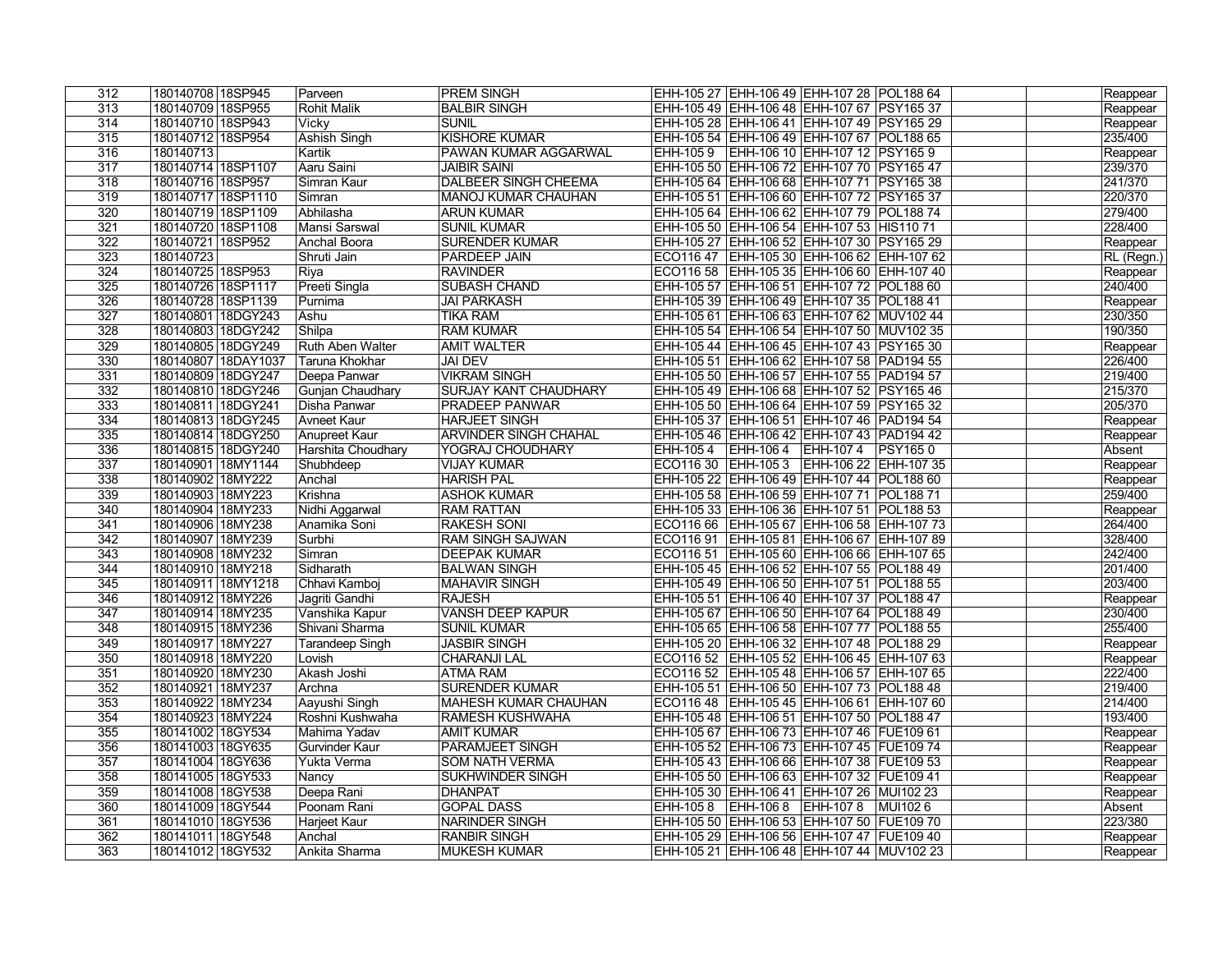| 312 | 180140708 | 18SP945 | Parveen | PREM SINGH | EHH-105 27 | EHH-106 49 | EHH-107 28 | POL188 64 | | | Reappear |
|---|---|---|---|---|---|---|---|---|---|---|---|
| 313 | 180140709 | 18SP955 | Rohit Malik | BALBIR SINGH | EHH-105 49 | EHH-106 48 | EHH-107 67 | PSY165 37 | | | Reappear |
| 314 | 180140710 | 18SP943 | Vicky | SUNIL | EHH-105 28 | EHH-106 41 | EHH-107 49 | PSY165 29 | | | Reappear |
| 315 | 180140712 | 18SP954 | Ashish Singh | KISHORE KUMAR | EHH-105 54 | EHH-106 49 | EHH-107 67 | POL188 65 | | | 235/400 |
| 316 | 180140713 | | Kartik | PAWAN KUMAR AGGARWAL | EHH-105 9 | EHH-106 10 | EHH-107 12 | PSY165 9 | | | Reappear |
| 317 | 180140714 | 18SP1107 | Aaru Saini | JAIBIR SAINI | EHH-105 50 | EHH-106 72 | EHH-107 70 | PSY165 47 | | | 239/370 |
| 318 | 180140716 | 18SP957 | Simran Kaur | DALBEER SINGH CHEEMA | EHH-105 64 | EHH-106 68 | EHH-107 71 | PSY165 38 | | | 241/370 |
| 319 | 180140717 | 18SP1110 | Simran | MANOJ KUMAR CHAUHAN | EHH-105 51 | EHH-106 60 | EHH-107 72 | PSY165 37 | | | 220/370 |
| 320 | 180140719 | 18SP1109 | Abhilasha | ARUN KUMAR | EHH-105 64 | EHH-106 62 | EHH-107 79 | POL188 74 | | | 279/400 |
| 321 | 180140720 | 18SP1108 | Mansi Sarswal | SUNIL KUMAR | EHH-105 50 | EHH-106 54 | EHH-107 53 | HIS110 71 | | | 228/400 |
| 322 | 180140721 | 18SP952 | Anchal Boora | SURENDER KUMAR | EHH-105 27 | EHH-106 52 | EHH-107 30 | PSY165 29 | | | Reappear |
| 323 | 180140723 | | Shruti Jain | PARDEEP JAIN | ECO116 47 | EHH-105 30 | EHH-106 62 | EHH-107 62 | | | RL (Regn.) |
| 324 | 180140725 | 18SP953 | Riya | RAVINDER | ECO116 58 | EHH-105 35 | EHH-106 60 | EHH-107 40 | | | Reappear |
| 325 | 180140726 | 18SP1117 | Preeti Singla | SUBASH CHAND | EHH-105 57 | EHH-106 51 | EHH-107 72 | POL188 60 | | | 240/400 |
| 326 | 180140728 | 18SP1139 | Purnima | JAI PARKASH | EHH-105 39 | EHH-106 49 | EHH-107 35 | POL188 41 | | | Reappear |
| 327 | 180140801 | 18DGY243 | Ashu | TIKA RAM | EHH-105 61 | EHH-106 63 | EHH-107 62 | MUV102 44 | | | 230/350 |
| 328 | 180140803 | 18DGY242 | Shilpa | RAM KUMAR | EHH-105 54 | EHH-106 54 | EHH-107 50 | MUV102 35 | | | 190/350 |
| 329 | 180140805 | 18DGY249 | Ruth Aben Walter | AMIT WALTER | EHH-105 44 | EHH-106 45 | EHH-107 43 | PSY165 30 | | | Reappear |
| 330 | 180140807 | 18DAY1037 | Taruna Khokhar | JAI DEV | EHH-105 51 | EHH-106 62 | EHH-107 58 | PAD194 55 | | | 226/400 |
| 331 | 180140809 | 18DGY247 | Deepa Panwar | VIKRAM SINGH | EHH-105 50 | EHH-106 57 | EHH-107 55 | PAD194 57 | | | 219/400 |
| 332 | 180140810 | 18DGY246 | Gunjan Chaudhary | SURJAY KANT CHAUDHARY | EHH-105 49 | EHH-106 68 | EHH-107 52 | PSY165 46 | | | 215/370 |
| 333 | 180140811 | 18DGY241 | Disha Panwar | PRADEEP PANWAR | EHH-105 50 | EHH-106 64 | EHH-107 59 | PSY165 32 | | | 205/370 |
| 334 | 180140813 | 18DGY245 | Avneet Kaur | HARJEET SINGH | EHH-105 37 | EHH-106 51 | EHH-107 46 | PAD194 54 | | | Reappear |
| 335 | 180140814 | 18DGY250 | Anupreet Kaur | ARVINDER SINGH CHAHAL | EHH-105 46 | EHH-106 42 | EHH-107 43 | PAD194 42 | | | Reappear |
| 336 | 180140815 | 18DGY240 | Harshita Choudhary | YOGRAJ CHOUDHARY | EHH-105 4 | EHH-106 4 | EHH-107 4 | PSY165 0 | | | Absent |
| 337 | 180140901 | 18MY1144 | Shubhdeep | VIJAY KUMAR | ECO116 30 | EHH-105 3 | EHH-106 22 | EHH-107 35 | | | Reappear |
| 338 | 180140902 | 18MY222 | Anchal | HARISH PAL | EHH-105 22 | EHH-106 49 | EHH-107 44 | POL188 60 | | | Reappear |
| 339 | 180140903 | 18MY223 | Krishna | ASHOK KUMAR | EHH-105 58 | EHH-106 59 | EHH-107 71 | POL188 71 | | | 259/400 |
| 340 | 180140904 | 18MY233 | Nidhi Aggarwal | RAM RATTAN | EHH-105 33 | EHH-106 36 | EHH-107 51 | POL188 53 | | | Reappear |
| 341 | 180140906 | 18MY238 | Anamika Soni | RAKESH SONI | ECO116 66 | EHH-105 67 | EHH-106 58 | EHH-107 73 | | | 264/400 |
| 342 | 180140907 | 18MY239 | Surbhi | RAM SINGH SAJWAN | ECO116 91 | EHH-105 81 | EHH-106 67 | EHH-107 89 | | | 328/400 |
| 343 | 180140908 | 18MY232 | Simran | DEEPAK KUMAR | ECO116 51 | EHH-105 60 | EHH-106 66 | EHH-107 65 | | | 242/400 |
| 344 | 180140910 | 18MY218 | Sidharath | BALWAN SINGH | EHH-105 45 | EHH-106 52 | EHH-107 55 | POL188 49 | | | 201/400 |
| 345 | 180140911 | 18MY1218 | Chhavi Kamboj | MAHAVIR SINGH | EHH-105 49 | EHH-106 50 | EHH-107 51 | POL188 55 | | | 203/400 |
| 346 | 180140912 | 18MY226 | Jagriti Gandhi | RAJESH | EHH-105 51 | EHH-106 40 | EHH-107 37 | POL188 47 | | | Reappear |
| 347 | 180140914 | 18MY235 | Vanshika Kapur | VANSH DEEP KAPUR | EHH-105 67 | EHH-106 50 | EHH-107 64 | POL188 49 | | | 230/400 |
| 348 | 180140915 | 18MY236 | Shivani Sharma | SUNIL KUMAR | EHH-105 65 | EHH-106 58 | EHH-107 77 | POL188 55 | | | 255/400 |
| 349 | 180140917 | 18MY227 | Tarandeep Singh | JASBIR SINGH | EHH-105 20 | EHH-106 32 | EHH-107 48 | POL188 29 | | | Reappear |
| 350 | 180140918 | 18MY220 | Lovish | CHARANJI LAL | ECO116 52 | EHH-105 52 | EHH-106 45 | EHH-107 63 | | | Reappear |
| 351 | 180140920 | 18MY230 | Akash Joshi | ATMA RAM | ECO116 52 | EHH-105 48 | EHH-106 57 | EHH-107 65 | | | 222/400 |
| 352 | 180140921 | 18MY237 | Archna | SURENDER KUMAR | EHH-105 51 | EHH-106 50 | EHH-107 73 | POL188 48 | | | 219/400 |
| 353 | 180140922 | 18MY234 | Aayushi Singh | MAHESH KUMAR CHAUHAN | ECO116 48 | EHH-105 45 | EHH-106 61 | EHH-107 60 | | | 214/400 |
| 354 | 180140923 | 18MY224 | Roshni Kushwaha | RAMESH KUSHWAHA | EHH-105 48 | EHH-106 51 | EHH-107 50 | POL188 47 | | | 193/400 |
| 355 | 180141002 | 18GY534 | Mahima Yadav | AMIT KUMAR | EHH-105 67 | EHH-106 73 | EHH-107 46 | FUE109 61 | | | Reappear |
| 356 | 180141003 | 18GY635 | Gurvinder Kaur | PARAMJEET SINGH | EHH-105 52 | EHH-106 73 | EHH-107 45 | FUE109 74 | | | Reappear |
| 357 | 180141004 | 18GY636 | Yukta Verma | SOM NATH VERMA | EHH-105 43 | EHH-106 66 | EHH-107 38 | FUE109 53 | | | Reappear |
| 358 | 180141005 | 18GY533 | Nancy | SUKHWINDER SINGH | EHH-105 50 | EHH-106 63 | EHH-107 32 | FUE109 41 | | | Reappear |
| 359 | 180141008 | 18GY538 | Deepa Rani | DHANPAT | EHH-105 30 | EHH-106 41 | EHH-107 26 | MUI102 23 | | | Reappear |
| 360 | 180141009 | 18GY544 | Poonam Rani | GOPAL DASS | EHH-105 8 | EHH-106 8 | EHH-107 8 | MUI102 6 | | | Absent |
| 361 | 180141010 | 18GY536 | Harjeet Kaur | NARINDER SINGH | EHH-105 50 | EHH-106 53 | EHH-107 50 | FUE109 70 | | | 223/380 |
| 362 | 180141011 | 18GY548 | Anchal | RANBIR SINGH | EHH-105 29 | EHH-106 56 | EHH-107 47 | FUE109 40 | | | Reappear |
| 363 | 180141012 | 18GY532 | Ankita Sharma | MUKESH KUMAR | EHH-105 21 | EHH-106 48 | EHH-107 44 | MUV102 23 | | | Reappear |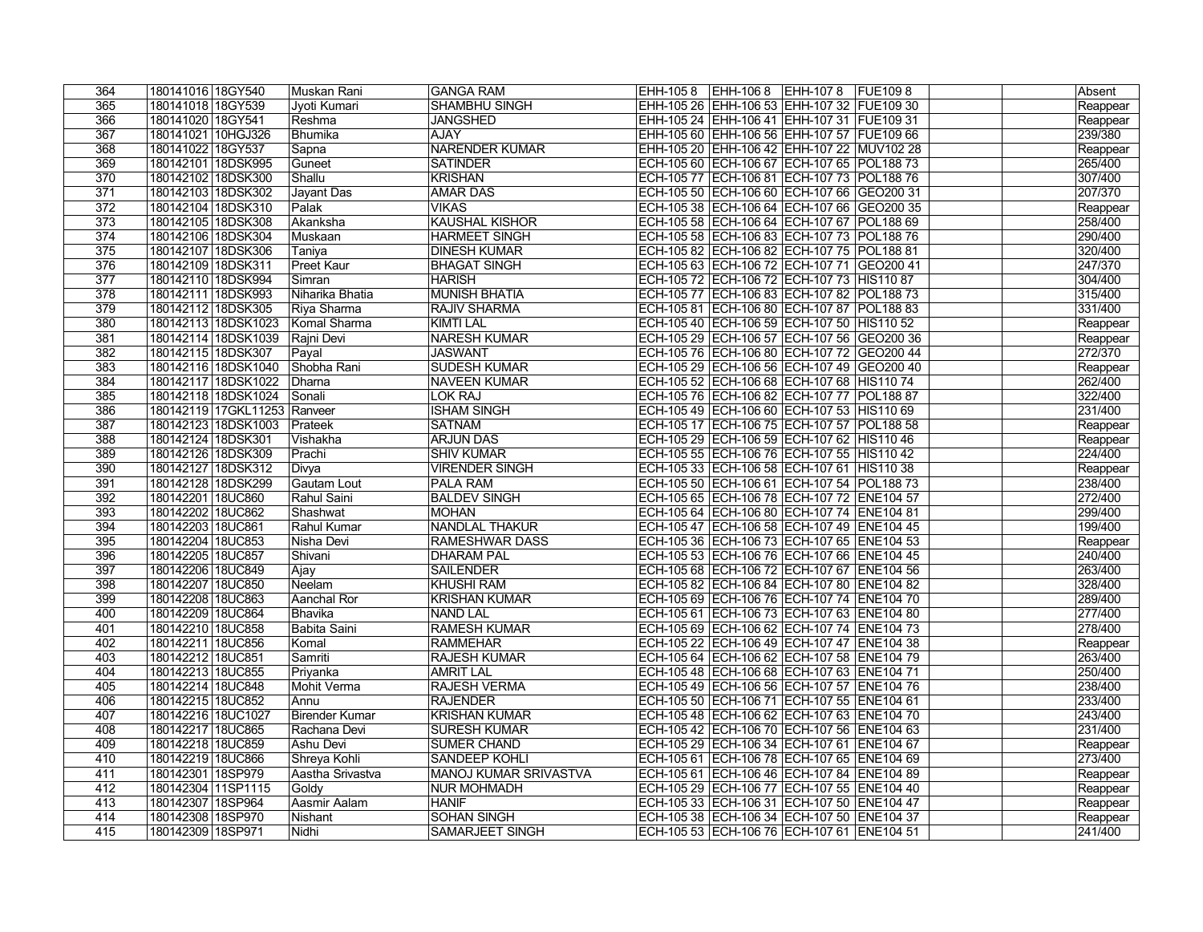| 364 | 180141016 | 18GY540 | Muskan Rani | GANGA RAM | EHH-105 8 | EHH-106 8 | EHH-107 8 | FUE109 8 | | | Absent |
|---|---|---|---|---|---|---|---|---|---|---|---|
| 365 | 180141018 | 18GY539 | Jyoti Kumari | SHAMBHU SINGH | EHH-105 26 | EHH-106 53 | EHH-107 32 | FUE109 30 | | | Reappear |
| 366 | 180141020 | 18GY541 | Reshma | JANGSHED | EHH-105 24 | EHH-106 41 | EHH-107 31 | FUE109 31 | | | Reappear |
| 367 | 180141021 | 10HGJ326 | Bhumika | AJAY | EHH-105 60 | EHH-106 56 | EHH-107 57 | FUE109 66 | | | 239/380 |
| 368 | 180141022 | 18GY537 | Sapna | NARENDER KUMAR | EHH-105 20 | EHH-106 42 | EHH-107 22 | MUV102 28 | | | Reappear |
| 369 | 180142101 | 18DSK995 | Guneet | SATINDER | ECH-105 60 | ECH-106 67 | ECH-107 65 | POL188 73 | | | 265/400 |
| 370 | 180142102 | 18DSK300 | Shallu | KRISHAN | ECH-105 77 | ECH-106 81 | ECH-107 73 | POL188 76 | | | 307/400 |
| 371 | 180142103 | 18DSK302 | Jayant Das | AMAR DAS | ECH-105 50 | ECH-106 60 | ECH-107 66 | GEO200 31 | | | 207/370 |
| 372 | 180142104 | 18DSK310 | Palak | VIKAS | ECH-105 38 | ECH-106 64 | ECH-107 66 | GEO200 35 | | | Reappear |
| 373 | 180142105 | 18DSK308 | Akanksha | KAUSHAL KISHOR | ECH-105 58 | ECH-106 64 | ECH-107 67 | POL188 69 | | | 258/400 |
| 374 | 180142106 | 18DSK304 | Muskaan | HARMEET SINGH | ECH-105 58 | ECH-106 83 | ECH-107 73 | POL188 76 | | | 290/400 |
| 375 | 180142107 | 18DSK306 | Taniya | DINESH KUMAR | ECH-105 82 | ECH-106 82 | ECH-107 75 | POL188 81 | | | 320/400 |
| 376 | 180142109 | 18DSK311 | Preet Kaur | BHAGAT SINGH | ECH-105 63 | ECH-106 72 | ECH-107 71 | GEO200 41 | | | 247/370 |
| 377 | 180142110 | 18DSK994 | Simran | HARISH | ECH-105 72 | ECH-106 72 | ECH-107 73 | HIS110 87 | | | 304/400 |
| 378 | 180142111 | 18DSK993 | Niharika Bhatia | MUNISH BHATIA | ECH-105 77 | ECH-106 83 | ECH-107 82 | POL188 73 | | | 315/400 |
| 379 | 180142112 | 18DSK305 | Riya Sharma | RAJIV SHARMA | ECH-105 81 | ECH-106 80 | ECH-107 87 | POL188 83 | | | 331/400 |
| 380 | 180142113 | 18DSK1023 | Komal Sharma | KIMTI LAL | ECH-105 40 | ECH-106 59 | ECH-107 50 | HIS110 52 | | | Reappear |
| 381 | 180142114 | 18DSK1039 | Rajni Devi | NARESH KUMAR | ECH-105 29 | ECH-106 57 | ECH-107 56 | GEO200 36 | | | Reappear |
| 382 | 180142115 | 18DSK307 | Payal | JASWANT | ECH-105 76 | ECH-106 80 | ECH-107 72 | GEO200 44 | | | 272/370 |
| 383 | 180142116 | 18DSK1040 | Shobha Rani | SUDESH KUMAR | ECH-105 29 | ECH-106 56 | ECH-107 49 | GEO200 40 | | | Reappear |
| 384 | 180142117 | 18DSK1022 | Dharna | NAVEEN KUMAR | ECH-105 52 | ECH-106 68 | ECH-107 68 | HIS110 74 | | | 262/400 |
| 385 | 180142118 | 18DSK1024 | Sonali | LOK RAJ | ECH-105 76 | ECH-106 82 | ECH-107 77 | POL188 87 | | | 322/400 |
| 386 | 180142119 | 17GKL11253 | Ranveer | ISHAM SINGH | ECH-105 49 | ECH-106 60 | ECH-107 53 | HIS110 69 | | | 231/400 |
| 387 | 180142123 | 18DSK1003 | Prateek | SATNAM | ECH-105 17 | ECH-106 75 | ECH-107 57 | POL188 58 | | | Reappear |
| 388 | 180142124 | 18DSK301 | Vishakha | ARJUN DAS | ECH-105 29 | ECH-106 59 | ECH-107 62 | HIS110 46 | | | Reappear |
| 389 | 180142126 | 18DSK309 | Prachi | SHIV KUMAR | ECH-105 55 | ECH-106 76 | ECH-107 55 | HIS110 42 | | | 224/400 |
| 390 | 180142127 | 18DSK312 | Divya | VIRENDER SINGH | ECH-105 33 | ECH-106 58 | ECH-107 61 | HIS110 38 | | | Reappear |
| 391 | 180142128 | 18DSK299 | Gautam Lout | PALA RAM | ECH-105 50 | ECH-106 61 | ECH-107 54 | POL188 73 | | | 238/400 |
| 392 | 180142201 | 18UC860 | Rahul Saini | BALDEV SINGH | ECH-105 65 | ECH-106 78 | ECH-107 72 | ENE104 57 | | | 272/400 |
| 393 | 180142202 | 18UC862 | Shashwat | MOHAN | ECH-105 64 | ECH-106 80 | ECH-107 74 | ENE104 81 | | | 299/400 |
| 394 | 180142203 | 18UC861 | Rahul Kumar | NANDLAL THAKUR | ECH-105 47 | ECH-106 58 | ECH-107 49 | ENE104 45 | | | 199/400 |
| 395 | 180142204 | 18UC853 | Nisha Devi | RAMESHWAR DASS | ECH-105 36 | ECH-106 73 | ECH-107 65 | ENE104 53 | | | Reappear |
| 396 | 180142205 | 18UC857 | Shivani | DHARAM PAL | ECH-105 53 | ECH-106 76 | ECH-107 66 | ENE104 45 | | | 240/400 |
| 397 | 180142206 | 18UC849 | Ajay | SAILENDER | ECH-105 68 | ECH-106 72 | ECH-107 67 | ENE104 56 | | | 263/400 |
| 398 | 180142207 | 18UC850 | Neelam | KHUSHI RAM | ECH-105 82 | ECH-106 84 | ECH-107 80 | ENE104 82 | | | 328/400 |
| 399 | 180142208 | 18UC863 | Aanchal Ror | KRISHAN KUMAR | ECH-105 69 | ECH-106 76 | ECH-107 74 | ENE104 70 | | | 289/400 |
| 400 | 180142209 | 18UC864 | Bhavika | NAND LAL | ECH-105 61 | ECH-106 73 | ECH-107 63 | ENE104 80 | | | 277/400 |
| 401 | 180142210 | 18UC858 | Babita Saini | RAMESH KUMAR | ECH-105 69 | ECH-106 62 | ECH-107 74 | ENE104 73 | | | 278/400 |
| 402 | 180142211 | 18UC856 | Komal | RAMMEHAR | ECH-105 22 | ECH-106 49 | ECH-107 47 | ENE104 38 | | | Reappear |
| 403 | 180142212 | 18UC851 | Samriti | RAJESH KUMAR | ECH-105 64 | ECH-106 62 | ECH-107 58 | ENE104 79 | | | 263/400 |
| 404 | 180142213 | 18UC855 | Priyanka | AMRIT LAL | ECH-105 48 | ECH-106 68 | ECH-107 63 | ENE104 71 | | | 250/400 |
| 405 | 180142214 | 18UC848 | Mohit Verma | RAJESH VERMA | ECH-105 49 | ECH-106 56 | ECH-107 57 | ENE104 76 | | | 238/400 |
| 406 | 180142215 | 18UC852 | Annu | RAJENDER | ECH-105 50 | ECH-106 71 | ECH-107 55 | ENE104 61 | | | 233/400 |
| 407 | 180142216 | 18UC1027 | Birender Kumar | KRISHAN KUMAR | ECH-105 48 | ECH-106 62 | ECH-107 63 | ENE104 70 | | | 243/400 |
| 408 | 180142217 | 18UC865 | Rachana Devi | SURESH KUMAR | ECH-105 42 | ECH-106 70 | ECH-107 56 | ENE104 63 | | | 231/400 |
| 409 | 180142218 | 18UC859 | Ashu Devi | SUMER CHAND | ECH-105 29 | ECH-106 34 | ECH-107 61 | ENE104 67 | | | Reappear |
| 410 | 180142219 | 18UC866 | Shreya Kohli | SANDEEP KOHLI | ECH-105 61 | ECH-106 78 | ECH-107 65 | ENE104 69 | | | 273/400 |
| 411 | 180142301 | 18SP979 | Aastha Srivastva | MANOJ KUMAR SRIVASTVA | ECH-105 61 | ECH-106 46 | ECH-107 84 | ENE104 89 | | | Reappear |
| 412 | 180142304 | 11SP1115 | Goldy | NUR MOHMADH | ECH-105 29 | ECH-106 77 | ECH-107 55 | ENE104 40 | | | Reappear |
| 413 | 180142307 | 18SP964 | Aasmir Aalam | HANIF | ECH-105 33 | ECH-106 31 | ECH-107 50 | ENE104 47 | | | Reappear |
| 414 | 180142308 | 18SP970 | Nishant | SOHAN SINGH | ECH-105 38 | ECH-106 34 | ECH-107 50 | ENE104 37 | | | Reappear |
| 415 | 180142309 | 18SP971 | Nidhi | SAMARJEET SINGH | ECH-105 53 | ECH-106 76 | ECH-107 61 | ENE104 51 | | | 241/400 |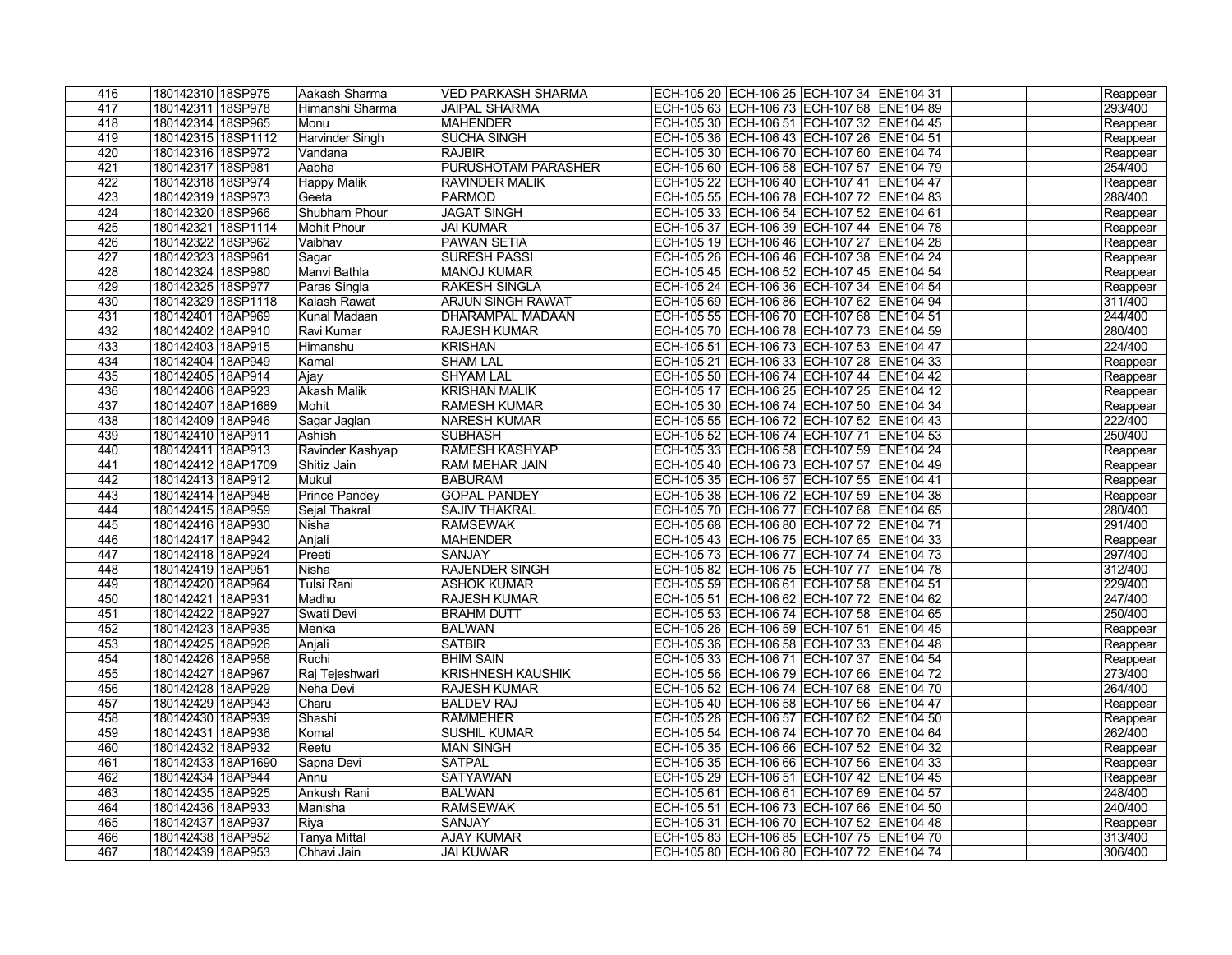| 416 | 180142310 | 18SP975 | Aakash Sharma | VED PARKASH SHARMA | ECH-105 20 | ECH-106 25 | ECH-107 34 | ENE104 31 | | | Reappear |
|---|---|---|---|---|---|---|---|---|---|---|---|
| 417 | 180142311 | 18SP978 | Himanshi Sharma | JAIPAL SHARMA | ECH-105 63 | ECH-106 73 | ECH-107 68 | ENE104 89 | | | 293/400 |
| 418 | 180142314 | 18SP965 | Monu | MAHENDER | ECH-105 30 | ECH-106 51 | ECH-107 32 | ENE104 45 | | | Reappear |
| 419 | 180142315 | 18SP1112 | Harvinder Singh | SUCHA SINGH | ECH-105 36 | ECH-106 43 | ECH-107 26 | ENE104 51 | | | Reappear |
| 420 | 180142316 | 18SP972 | Vandana | RAJBIR | ECH-105 30 | ECH-106 70 | ECH-107 60 | ENE104 74 | | | Reappear |
| 421 | 180142317 | 18SP981 | Aabha | PURUSHOTAM PARASHER | ECH-105 60 | ECH-106 58 | ECH-107 57 | ENE104 79 | | | 254/400 |
| 422 | 180142318 | 18SP974 | Happy Malik | RAVINDER MALIK | ECH-105 22 | ECH-106 40 | ECH-107 41 | ENE104 47 | | | Reappear |
| 423 | 180142319 | 18SP973 | Geeta | PARMOD | ECH-105 55 | ECH-106 78 | ECH-107 72 | ENE104 83 | | | 288/400 |
| 424 | 180142320 | 18SP966 | Shubham Phour | JAGAT SINGH | ECH-105 33 | ECH-106 54 | ECH-107 52 | ENE104 61 | | | Reappear |
| 425 | 180142321 | 18SP1114 | Mohit Phour | JAI KUMAR | ECH-105 37 | ECH-106 39 | ECH-107 44 | ENE104 78 | | | Reappear |
| 426 | 180142322 | 18SP962 | Vaibhav | PAWAN SETIA | ECH-105 19 | ECH-106 46 | ECH-107 27 | ENE104 28 | | | Reappear |
| 427 | 180142323 | 18SP961 | Sagar | SURESH PASSI | ECH-105 26 | ECH-106 46 | ECH-107 38 | ENE104 24 | | | Reappear |
| 428 | 180142324 | 18SP980 | Manvi Bathla | MANOJ KUMAR | ECH-105 45 | ECH-106 52 | ECH-107 45 | ENE104 54 | | | Reappear |
| 429 | 180142325 | 18SP977 | Paras Singla | RAKESH SINGLA | ECH-105 24 | ECH-106 36 | ECH-107 34 | ENE104 54 | | | Reappear |
| 430 | 180142329 | 18SP1118 | Kalash Rawat | ARJUN SINGH RAWAT | ECH-105 69 | ECH-106 86 | ECH-107 62 | ENE104 94 | | | 311/400 |
| 431 | 180142401 | 18AP969 | Kunal Madaan | DHARAMPAL MADAAN | ECH-105 55 | ECH-106 70 | ECH-107 68 | ENE104 51 | | | 244/400 |
| 432 | 180142402 | 18AP910 | Ravi Kumar | RAJESH KUMAR | ECH-105 70 | ECH-106 78 | ECH-107 73 | ENE104 59 | | | 280/400 |
| 433 | 180142403 | 18AP915 | Himanshu | KRISHAN | ECH-105 51 | ECH-106 73 | ECH-107 53 | ENE104 47 | | | 224/400 |
| 434 | 180142404 | 18AP949 | Kamal | SHAM LAL | ECH-105 21 | ECH-106 33 | ECH-107 28 | ENE104 33 | | | Reappear |
| 435 | 180142405 | 18AP914 | Ajay | SHYAM LAL | ECH-105 50 | ECH-106 74 | ECH-107 44 | ENE104 42 | | | Reappear |
| 436 | 180142406 | 18AP923 | Akash Malik | KRISHAN MALIK | ECH-105 17 | ECH-106 25 | ECH-107 25 | ENE104 12 | | | Reappear |
| 437 | 180142407 | 18AP1689 | Mohit | RAMESH KUMAR | ECH-105 30 | ECH-106 74 | ECH-107 50 | ENE104 34 | | | Reappear |
| 438 | 180142409 | 18AP946 | Sagar Jaglan | NARESH KUMAR | ECH-105 55 | ECH-106 72 | ECH-107 52 | ENE104 43 | | | 222/400 |
| 439 | 180142410 | 18AP911 | Ashish | SUBHASH | ECH-105 52 | ECH-106 74 | ECH-107 71 | ENE104 53 | | | 250/400 |
| 440 | 180142411 | 18AP913 | Ravinder Kashyap | RAMESH KASHYAP | ECH-105 33 | ECH-106 58 | ECH-107 59 | ENE104 24 | | | Reappear |
| 441 | 180142412 | 18AP1709 | Shitiz Jain | RAM MEHAR JAIN | ECH-105 40 | ECH-106 73 | ECH-107 57 | ENE104 49 | | | Reappear |
| 442 | 180142413 | 18AP912 | Mukul | BABURAM | ECH-105 35 | ECH-106 57 | ECH-107 55 | ENE104 41 | | | Reappear |
| 443 | 180142414 | 18AP948 | Prince Pandey | GOPAL PANDEY | ECH-105 38 | ECH-106 72 | ECH-107 59 | ENE104 38 | | | Reappear |
| 444 | 180142415 | 18AP959 | Sejal Thakral | SAJIV THAKRAL | ECH-105 70 | ECH-106 77 | ECH-107 68 | ENE104 65 | | | 280/400 |
| 445 | 180142416 | 18AP930 | Nisha | RAMSEWAK | ECH-105 68 | ECH-106 80 | ECH-107 72 | ENE104 71 | | | 291/400 |
| 446 | 180142417 | 18AP942 | Anjali | MAHENDER | ECH-105 43 | ECH-106 75 | ECH-107 65 | ENE104 33 | | | Reappear |
| 447 | 180142418 | 18AP924 | Preeti | SANJAY | ECH-105 73 | ECH-106 77 | ECH-107 74 | ENE104 73 | | | 297/400 |
| 448 | 180142419 | 18AP951 | Nisha | RAJENDER SINGH | ECH-105 82 | ECH-106 75 | ECH-107 77 | ENE104 78 | | | 312/400 |
| 449 | 180142420 | 18AP964 | Tulsi Rani | ASHOK KUMAR | ECH-105 59 | ECH-106 61 | ECH-107 58 | ENE104 51 | | | 229/400 |
| 450 | 180142421 | 18AP931 | Madhu | RAJESH KUMAR | ECH-105 51 | ECH-106 62 | ECH-107 72 | ENE104 62 | | | 247/400 |
| 451 | 180142422 | 18AP927 | Swati Devi | BRAHM DUTT | ECH-105 53 | ECH-106 74 | ECH-107 58 | ENE104 65 | | | 250/400 |
| 452 | 180142423 | 18AP935 | Menka | BALWAN | ECH-105 26 | ECH-106 59 | ECH-107 51 | ENE104 45 | | | Reappear |
| 453 | 180142425 | 18AP926 | Anjali | SATBIR | ECH-105 36 | ECH-106 58 | ECH-107 33 | ENE104 48 | | | Reappear |
| 454 | 180142426 | 18AP958 | Ruchi | BHIM SAIN | ECH-105 33 | ECH-106 71 | ECH-107 37 | ENE104 54 | | | Reappear |
| 455 | 180142427 | 18AP967 | Raj Tejeshwari | KRISHNESH KAUSHIK | ECH-105 56 | ECH-106 79 | ECH-107 66 | ENE104 72 | | | 273/400 |
| 456 | 180142428 | 18AP929 | Neha Devi | RAJESH KUMAR | ECH-105 52 | ECH-106 74 | ECH-107 68 | ENE104 70 | | | 264/400 |
| 457 | 180142429 | 18AP943 | Charu | BALDEV RAJ | ECH-105 40 | ECH-106 58 | ECH-107 56 | ENE104 47 | | | Reappear |
| 458 | 180142430 | 18AP939 | Shashi | RAMMEHER | ECH-105 28 | ECH-106 57 | ECH-107 62 | ENE104 50 | | | Reappear |
| 459 | 180142431 | 18AP936 | Komal | SUSHIL KUMAR | ECH-105 54 | ECH-106 74 | ECH-107 70 | ENE104 64 | | | 262/400 |
| 460 | 180142432 | 18AP932 | Reetu | MAN SINGH | ECH-105 35 | ECH-106 66 | ECH-107 52 | ENE104 32 | | | Reappear |
| 461 | 180142433 | 18AP1690 | Sapna Devi | SATPAL | ECH-105 35 | ECH-106 66 | ECH-107 56 | ENE104 33 | | | Reappear |
| 462 | 180142434 | 18AP944 | Annu | SATYAWAN | ECH-105 29 | ECH-106 51 | ECH-107 42 | ENE104 45 | | | Reappear |
| 463 | 180142435 | 18AP925 | Ankush Rani | BALWAN | ECH-105 61 | ECH-106 61 | ECH-107 69 | ENE104 57 | | | 248/400 |
| 464 | 180142436 | 18AP933 | Manisha | RAMSEWAK | ECH-105 51 | ECH-106 73 | ECH-107 66 | ENE104 50 | | | 240/400 |
| 465 | 180142437 | 18AP937 | Riya | SANJAY | ECH-105 31 | ECH-106 70 | ECH-107 52 | ENE104 48 | | | Reappear |
| 466 | 180142438 | 18AP952 | Tanya Mittal | AJAY KUMAR | ECH-105 83 | ECH-106 85 | ECH-107 75 | ENE104 70 | | | 313/400 |
| 467 | 180142439 | 18AP953 | Chhavi Jain | JAI KUWAR | ECH-105 80 | ECH-106 80 | ECH-107 72 | ENE104 74 | | | 306/400 |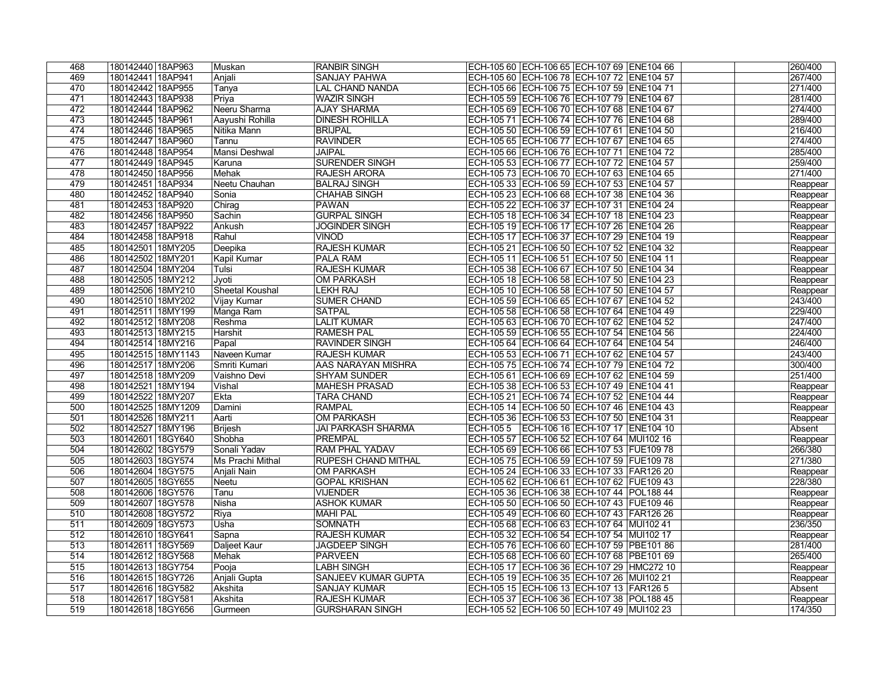| | | | | | | | | | | |
|---|---|---|---|---|---|---|---|---|---|---|
| 468 | 180142440 | 18AP963 | Muskan | RANBIR SINGH | ECH-105 60 | ECH-106 65 | ECH-107 69 | ENE104 66 | | | 260/400 |
| 469 | 180142441 | 18AP941 | Anjali | SANJAY PAHWA | ECH-105 60 | ECH-106 78 | ECH-107 72 | ENE104 57 | | | 267/400 |
| 470 | 180142442 | 18AP955 | Tanya | LAL CHAND NANDA | ECH-105 66 | ECH-106 75 | ECH-107 59 | ENE104 71 | | | 271/400 |
| 471 | 180142443 | 18AP938 | Priya | WAZIR SINGH | ECH-105 59 | ECH-106 76 | ECH-107 79 | ENE104 67 | | | 281/400 |
| 472 | 180142444 | 18AP962 | Neeru Sharma | AJAY SHARMA | ECH-105 69 | ECH-106 70 | ECH-107 68 | ENE104 67 | | | 274/400 |
| 473 | 180142445 | 18AP961 | Aayushi Rohilla | DINESH ROHILLA | ECH-105 71 | ECH-106 74 | ECH-107 76 | ENE104 68 | | | 289/400 |
| 474 | 180142446 | 18AP965 | Nitika Mann | BRIJPAL | ECH-105 50 | ECH-106 59 | ECH-107 61 | ENE104 50 | | | 216/400 |
| 475 | 180142447 | 18AP960 | Tannu | RAVINDER | ECH-105 65 | ECH-106 77 | ECH-107 67 | ENE104 65 | | | 274/400 |
| 476 | 180142448 | 18AP954 | Mansi Deshwal | JAIPAL | ECH-105 66 | ECH-106 76 | ECH-107 71 | ENE104 72 | | | 285/400 |
| 477 | 180142449 | 18AP945 | Karuna | SURENDER SINGH | ECH-105 53 | ECH-106 77 | ECH-107 72 | ENE104 57 | | | 259/400 |
| 478 | 180142450 | 18AP956 | Mehak | RAJESH ARORA | ECH-105 73 | ECH-106 70 | ECH-107 63 | ENE104 65 | | | 271/400 |
| 479 | 180142451 | 18AP934 | Neetu Chauhan | BALRAJ SINGH | ECH-105 33 | ECH-106 59 | ECH-107 53 | ENE104 57 | | | Reappear |
| 480 | 180142452 | 18AP940 | Sonia | CHAHAB SINGH | ECH-105 23 | ECH-106 68 | ECH-107 38 | ENE104 36 | | | Reappear |
| 481 | 180142453 | 18AP920 | Chirag | PAWAN | ECH-105 22 | ECH-106 37 | ECH-107 31 | ENE104 24 | | | Reappear |
| 482 | 180142456 | 18AP950 | Sachin | GURPAL SINGH | ECH-105 18 | ECH-106 34 | ECH-107 18 | ENE104 23 | | | Reappear |
| 483 | 180142457 | 18AP922 | Ankush | JOGINDER SINGH | ECH-105 19 | ECH-106 17 | ECH-107 26 | ENE104 26 | | | Reappear |
| 484 | 180142458 | 18AP918 | Rahul | VINOD | ECH-105 17 | ECH-106 37 | ECH-107 29 | ENE104 19 | | | Reappear |
| 485 | 180142501 | 18MY205 | Deepika | RAJESH KUMAR | ECH-105 21 | ECH-106 50 | ECH-107 52 | ENE104 32 | | | Reappear |
| 486 | 180142502 | 18MY201 | Kapil Kumar | PALA RAM | ECH-105 11 | ECH-106 51 | ECH-107 50 | ENE104 11 | | | Reappear |
| 487 | 180142504 | 18MY204 | Tulsi | RAJESH KUMAR | ECH-105 38 | ECH-106 67 | ECH-107 50 | ENE104 34 | | | Reappear |
| 488 | 180142505 | 18MY212 | Jyoti | OM PARKASH | ECH-105 18 | ECH-106 58 | ECH-107 50 | ENE104 23 | | | Reappear |
| 489 | 180142506 | 18MY210 | Sheetal Koushal | LEKH RAJ | ECH-105 10 | ECH-106 58 | ECH-107 50 | ENE104 57 | | | Reappear |
| 490 | 180142510 | 18MY202 | Vijay Kumar | SUMER CHAND | ECH-105 59 | ECH-106 65 | ECH-107 67 | ENE104 52 | | | 243/400 |
| 491 | 180142511 | 18MY199 | Manga Ram | SATPAL | ECH-105 58 | ECH-106 58 | ECH-107 64 | ENE104 49 | | | 229/400 |
| 492 | 180142512 | 18MY208 | Reshma | LALIT KUMAR | ECH-105 63 | ECH-106 70 | ECH-107 62 | ENE104 52 | | | 247/400 |
| 493 | 180142513 | 18MY215 | Harshit | RAMESH PAL | ECH-105 59 | ECH-106 55 | ECH-107 54 | ENE104 56 | | | 224/400 |
| 494 | 180142514 | 18MY216 | Papal | RAVINDER SINGH | ECH-105 64 | ECH-106 64 | ECH-107 64 | ENE104 54 | | | 246/400 |
| 495 | 180142515 | 18MY1143 | Naveen Kumar | RAJESH KUMAR | ECH-105 53 | ECH-106 71 | ECH-107 62 | ENE104 57 | | | 243/400 |
| 496 | 180142517 | 18MY206 | Smriti Kumari | AAS NARAYAN MISHRA | ECH-105 75 | ECH-106 74 | ECH-107 79 | ENE104 72 | | | 300/400 |
| 497 | 180142518 | 18MY209 | Vaishno Devi | SHYAM SUNDER | ECH-105 61 | ECH-106 69 | ECH-107 62 | ENE104 59 | | | 251/400 |
| 498 | 180142521 | 18MY194 | Vishal | MAHESH PRASAD | ECH-105 38 | ECH-106 53 | ECH-107 49 | ENE104 41 | | | Reappear |
| 499 | 180142522 | 18MY207 | Ekta | TARA CHAND | ECH-105 21 | ECH-106 74 | ECH-107 52 | ENE104 44 | | | Reappear |
| 500 | 180142525 | 18MY1209 | Damini | RAMPAL | ECH-105 14 | ECH-106 50 | ECH-107 46 | ENE104 43 | | | Reappear |
| 501 | 180142526 | 18MY211 | Aarti | OM PARKASH | ECH-105 36 | ECH-106 53 | ECH-107 50 | ENE104 31 | | | Reappear |
| 502 | 180142527 | 18MY196 | Brijesh | JAI PARKASH SHARMA | ECH-105 5 | ECH-106 16 | ECH-107 17 | ENE104 10 | | | Absent |
| 503 | 180142601 | 18GY640 | Shobha | PREMPAL | ECH-105 57 | ECH-106 52 | ECH-107 64 | MUI102 16 | | | Reappear |
| 504 | 180142602 | 18GY579 | Sonali Yadav | RAM PHAL YADAV | ECH-105 69 | ECH-106 66 | ECH-107 53 | FUE109 78 | | | 266/380 |
| 505 | 180142603 | 18GY574 | Ms Prachi Mithal | RUPESH CHAND MITHAL | ECH-105 75 | ECH-106 59 | ECH-107 59 | FUE109 78 | | | 271/380 |
| 506 | 180142604 | 18GY575 | Anjali Nain | OM PARKASH | ECH-105 24 | ECH-106 33 | ECH-107 33 | FAR126 20 | | | Reappear |
| 507 | 180142605 | 18GY655 | Neetu | GOPAL KRISHAN | ECH-105 62 | ECH-106 61 | ECH-107 62 | FUE109 43 | | | 228/380 |
| 508 | 180142606 | 18GY576 | Tanu | VIJENDER | ECH-105 36 | ECH-106 38 | ECH-107 44 | POL188 44 | | | Reappear |
| 509 | 180142607 | 18GY578 | Nisha | ASHOK KUMAR | ECH-105 50 | ECH-106 50 | ECH-107 43 | FUE109 46 | | | Reappear |
| 510 | 180142608 | 18GY572 | Riya | MAHI PAL | ECH-105 49 | ECH-106 60 | ECH-107 43 | FAR126 26 | | | Reappear |
| 511 | 180142609 | 18GY573 | Usha | SOMNATH | ECH-105 68 | ECH-106 63 | ECH-107 64 | MUI102 41 | | | 236/350 |
| 512 | 180142610 | 18GY641 | Sapna | RAJESH KUMAR | ECH-105 32 | ECH-106 54 | ECH-107 54 | MUI102 17 | | | Reappear |
| 513 | 180142611 | 18GY569 | Daljeet Kaur | JAGDEEP SINGH | ECH-105 76 | ECH-106 60 | ECH-107 59 | PBE101 86 | | | 281/400 |
| 514 | 180142612 | 18GY568 | Mehak | PARVEEN | ECH-105 68 | ECH-106 60 | ECH-107 68 | PBE101 69 | | | 265/400 |
| 515 | 180142613 | 18GY754 | Pooja | LABH SINGH | ECH-105 17 | ECH-106 36 | ECH-107 29 | HMC272 10 | | | Reappear |
| 516 | 180142615 | 18GY726 | Anjali Gupta | SANJEEV KUMAR GUPTA | ECH-105 19 | ECH-106 35 | ECH-107 26 | MUI102 21 | | | Reappear |
| 517 | 180142616 | 18GY582 | Akshita | SANJAY KUMAR | ECH-105 15 | ECH-106 13 | ECH-107 13 | FAR126 5 | | | Absent |
| 518 | 180142617 | 18GY581 | Akshita | RAJESH KUMAR | ECH-105 37 | ECH-106 36 | ECH-107 38 | POL188 45 | | | Reappear |
| 519 | 180142618 | 18GY656 | Gurmeen | GURSHARAN SINGH | ECH-105 52 | ECH-106 50 | ECH-107 49 | MUI102 23 | | | 174/350 |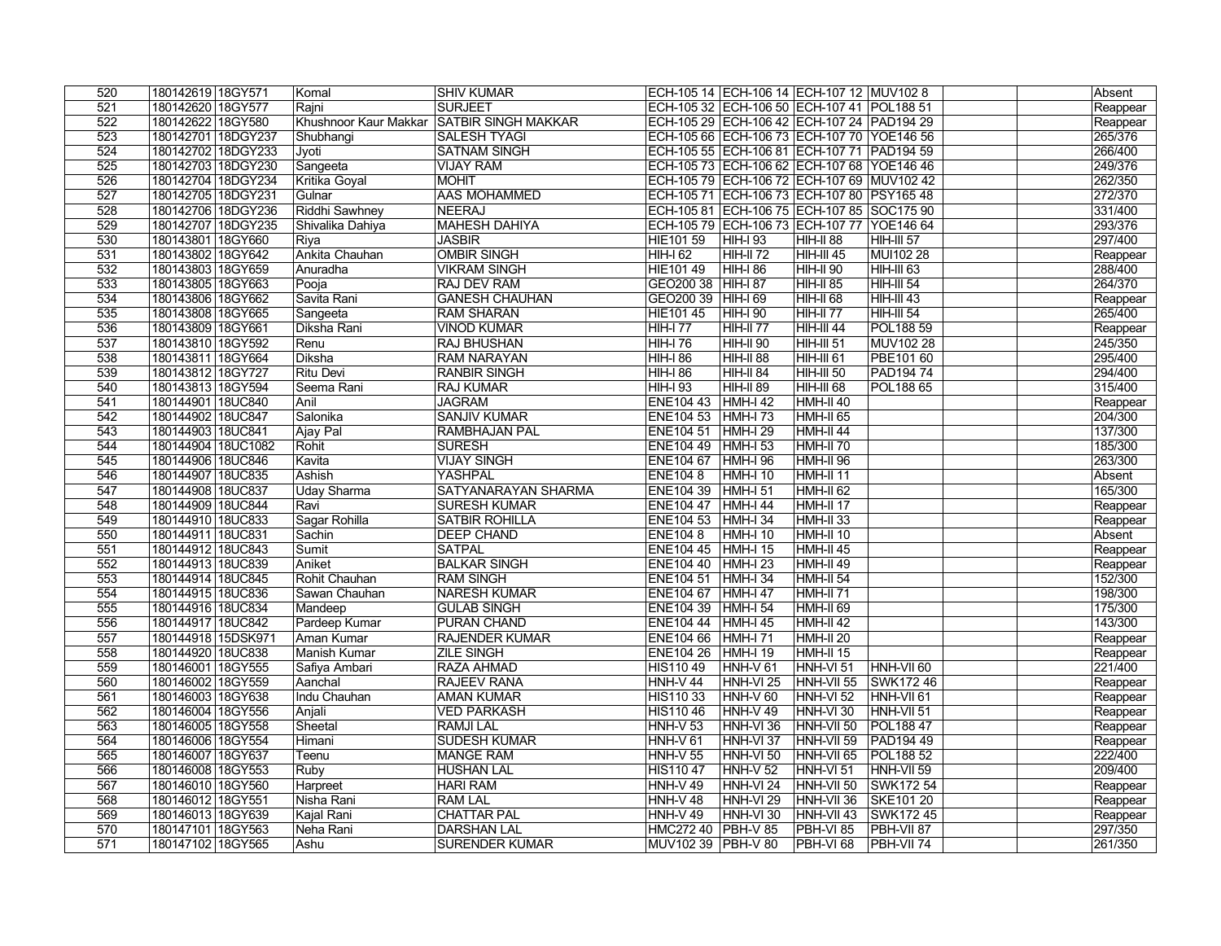| | | | | | | | | | | | |
|---|---|---|---|---|---|---|---|---|---|---|---|
| 520 | 180142619 | 18GY571 | Komal | SHIV KUMAR | ECH-105 14 | ECH-106 14 | ECH-107 12 | MUV102 8 | | | Absent |
| 521 | 180142620 | 18GY577 | Rajni | SURJEET | ECH-105 32 | ECH-106 50 | ECH-107 41 | POL188 51 | | | Reappear |
| 522 | 180142622 | 18GY580 | Khushnoor Kaur Makkar | SATBIR SINGH MAKKAR | ECH-105 29 | ECH-106 42 | ECH-107 24 | PAD194 29 | | | Reappear |
| 523 | 180142701 | 18DGY237 | Shubhangi | SALESH TYAGI | ECH-105 66 | ECH-106 73 | ECH-107 70 | YOE146 56 | | | 265/376 |
| 524 | 180142702 | 18DGY233 | Jyoti | SATNAM SINGH | ECH-105 55 | ECH-106 81 | ECH-107 71 | PAD194 59 | | | 266/400 |
| 525 | 180142703 | 18DGY230 | Sangeeta | VIJAY RAM | ECH-105 73 | ECH-106 62 | ECH-107 68 | YOE146 46 | | | 249/376 |
| 526 | 180142704 | 18DGY234 | Kritika Goyal | MOHIT | ECH-105 79 | ECH-106 72 | ECH-107 69 | MUV102 42 | | | 262/350 |
| 527 | 180142705 | 18DGY231 | Gulnar | AAS MOHAMMED | ECH-105 71 | ECH-106 73 | ECH-107 80 | PSY165 48 | | | 272/370 |
| 528 | 180142706 | 18DGY236 | Riddhi Sawhney | NEERAJ | ECH-105 81 | ECH-106 75 | ECH-107 85 | SOC175 90 | | | 331/400 |
| 529 | 180142707 | 18DGY235 | Shivalika Dahiya | MAHESH DAHIYA | ECH-105 79 | ECH-106 73 | ECH-107 77 | YOE146 64 | | | 293/376 |
| 530 | 180143801 | 18GY660 | Riya | JASBIR | HIE101 59 | HIH-I 93 | HIH-II 88 | HIH-III 57 | | | 297/400 |
| 531 | 180143802 | 18GY642 | Ankita Chauhan | OMBIR SINGH | HIH-I 62 | HIH-II 72 | HIH-III 45 | MUI102 28 | | | Reappear |
| 532 | 180143803 | 18GY659 | Anuradha | VIKRAM SINGH | HIE101 49 | HIH-I 86 | HIH-II 90 | HIH-III 63 | | | 288/400 |
| 533 | 180143805 | 18GY663 | Pooja | RAJ DEV RAM | GEO200 38 | HIH-I 87 | HIH-II 85 | HIH-III 54 | | | 264/370 |
| 534 | 180143806 | 18GY662 | Savita Rani | GANESH CHAUHAN | GEO200 39 | HIH-I 69 | HIH-II 68 | HIH-III 43 | | | Reappear |
| 535 | 180143808 | 18GY665 | Sangeeta | RAM SHARAN | HIE101 45 | HIH-I 90 | HIH-II 77 | HIH-III 54 | | | 265/400 |
| 536 | 180143809 | 18GY661 | Diksha Rani | VINOD KUMAR | HIH-I 77 | HIH-II 77 | HIH-III 44 | POL188 59 | | | Reappear |
| 537 | 180143810 | 18GY592 | Renu | RAJ BHUSHAN | HIH-I 76 | HIH-II 90 | HIH-III 51 | MUV102 28 | | | 245/350 |
| 538 | 180143811 | 18GY664 | Diksha | RAM NARAYAN | HIH-I 86 | HIH-II 88 | HIH-III 61 | PBE101 60 | | | 295/400 |
| 539 | 180143812 | 18GY727 | Ritu Devi | RANBIR SINGH | HIH-I 86 | HIH-II 84 | HIH-III 50 | PAD194 74 | | | 294/400 |
| 540 | 180143813 | 18GY594 | Seema Rani | RAJ KUMAR | HIH-I 93 | HIH-II 89 | HIH-III 68 | POL188 65 | | | 315/400 |
| 541 | 180144901 | 18UC840 | Anil | JAGRAM | ENE104 43 | HMH-I 42 | HMH-II 40 | | | | Reappear |
| 542 | 180144902 | 18UC847 | Salonika | SANJIV KUMAR | ENE104 53 | HMH-I 73 | HMH-II 65 | | | | 204/300 |
| 543 | 180144903 | 18UC841 | Ajay Pal | RAMBHAJAN PAL | ENE104 51 | HMH-I 29 | HMH-II 44 | | | | 137/300 |
| 544 | 180144904 | 18UC1082 | Rohit | SURESH | ENE104 49 | HMH-I 53 | HMH-II 70 | | | | 185/300 |
| 545 | 180144906 | 18UC846 | Kavita | VIJAY SINGH | ENE104 67 | HMH-I 96 | HMH-II 96 | | | | 263/300 |
| 546 | 180144907 | 18UC835 | Ashish | YASHPAL | ENE104 8 | HMH-I 10 | HMH-II 11 | | | | Absent |
| 547 | 180144908 | 18UC837 | Uday Sharma | SATYANARAYAN SHARMA | ENE104 39 | HMH-I 51 | HMH-II 62 | | | | 165/300 |
| 548 | 180144909 | 18UC844 | Ravi | SURESH KUMAR | ENE104 47 | HMH-I 44 | HMH-II 17 | | | | Reappear |
| 549 | 180144910 | 18UC833 | Sagar Rohilla | SATBIR ROHILLA | ENE104 53 | HMH-I 34 | HMH-II 33 | | | | Reappear |
| 550 | 180144911 | 18UC831 | Sachin | DEEP CHAND | ENE104 8 | HMH-I 10 | HMH-II 10 | | | | Absent |
| 551 | 180144912 | 18UC843 | Sumit | SATPAL | ENE104 45 | HMH-I 15 | HMH-II 45 | | | | Reappear |
| 552 | 180144913 | 18UC839 | Aniket | BALKAR SINGH | ENE104 40 | HMH-I 23 | HMH-II 49 | | | | Reappear |
| 553 | 180144914 | 18UC845 | Rohit Chauhan | RAM SINGH | ENE104 51 | HMH-I 34 | HMH-II 54 | | | | 152/300 |
| 554 | 180144915 | 18UC836 | Sawan Chauhan | NARESH KUMAR | ENE104 67 | HMH-I 47 | HMH-II 71 | | | | 198/300 |
| 555 | 180144916 | 18UC834 | Mandeep | GULAB SINGH | ENE104 39 | HMH-I 54 | HMH-II 69 | | | | 175/300 |
| 556 | 180144917 | 18UC842 | Pardeep Kumar | PURAN CHAND | ENE104 44 | HMH-I 45 | HMH-II 42 | | | | 143/300 |
| 557 | 180144918 | 15DSK971 | Aman Kumar | RAJENDER KUMAR | ENE104 66 | HMH-I 71 | HMH-II 20 | | | | Reappear |
| 558 | 180144920 | 18UC838 | Manish Kumar | ZILE SINGH | ENE104 26 | HMH-I 19 | HMH-II 15 | | | | Reappear |
| 559 | 180146001 | 18GY555 | Safiya Ambari | RAZA AHMAD | HIS110 49 | HNH-V 61 | HNH-VI 51 | HNH-VII 60 | | | 221/400 |
| 560 | 180146002 | 18GY559 | Aanchal | RAJEEV RANA | HNH-V 44 | HNH-VI 25 | HNH-VII 55 | SWK172 46 | | | Reappear |
| 561 | 180146003 | 18GY638 | Indu Chauhan | AMAN KUMAR | HIS110 33 | HNH-V 60 | HNH-VI 52 | HNH-VII 61 | | | Reappear |
| 562 | 180146004 | 18GY556 | Anjali | VED PARKASH | HIS110 46 | HNH-V 49 | HNH-VI 30 | HNH-VII 51 | | | Reappear |
| 563 | 180146005 | 18GY558 | Sheetal | RAMJI LAL | HNH-V 53 | HNH-VI 36 | HNH-VII 50 | POL188 47 | | | Reappear |
| 564 | 180146006 | 18GY554 | Himani | SUDESH KUMAR | HNH-V 61 | HNH-VI 37 | HNH-VII 59 | PAD194 49 | | | Reappear |
| 565 | 180146007 | 18GY637 | Teenu | MANGE RAM | HNH-V 55 | HNH-VI 50 | HNH-VII 65 | POL188 52 | | | 222/400 |
| 566 | 180146008 | 18GY553 | Ruby | HUSHAN LAL | HIS110 47 | HNH-V 52 | HNH-VI 51 | HNH-VII 59 | | | 209/400 |
| 567 | 180146010 | 18GY560 | Harpreet | HARI RAM | HNH-V 49 | HNH-VI 24 | HNH-VII 50 | SWK172 54 | | | Reappear |
| 568 | 180146012 | 18GY551 | Nisha Rani | RAM LAL | HNH-V 48 | HNH-VI 29 | HNH-VII 36 | SKE101 20 | | | Reappear |
| 569 | 180146013 | 18GY639 | Kajal Rani | CHATTAR PAL | HNH-V 49 | HNH-VI 30 | HNH-VII 43 | SWK172 45 | | | Reappear |
| 570 | 180147101 | 18GY563 | Neha Rani | DARSHAN LAL | HMC272 40 | PBH-V 85 | PBH-VI 85 | PBH-VII 87 | | | 297/350 |
| 571 | 180147102 | 18GY565 | Ashu | SURENDER KUMAR | MUV102 39 | PBH-V 80 | PBH-VI 68 | PBH-VII 74 | | | 261/350 |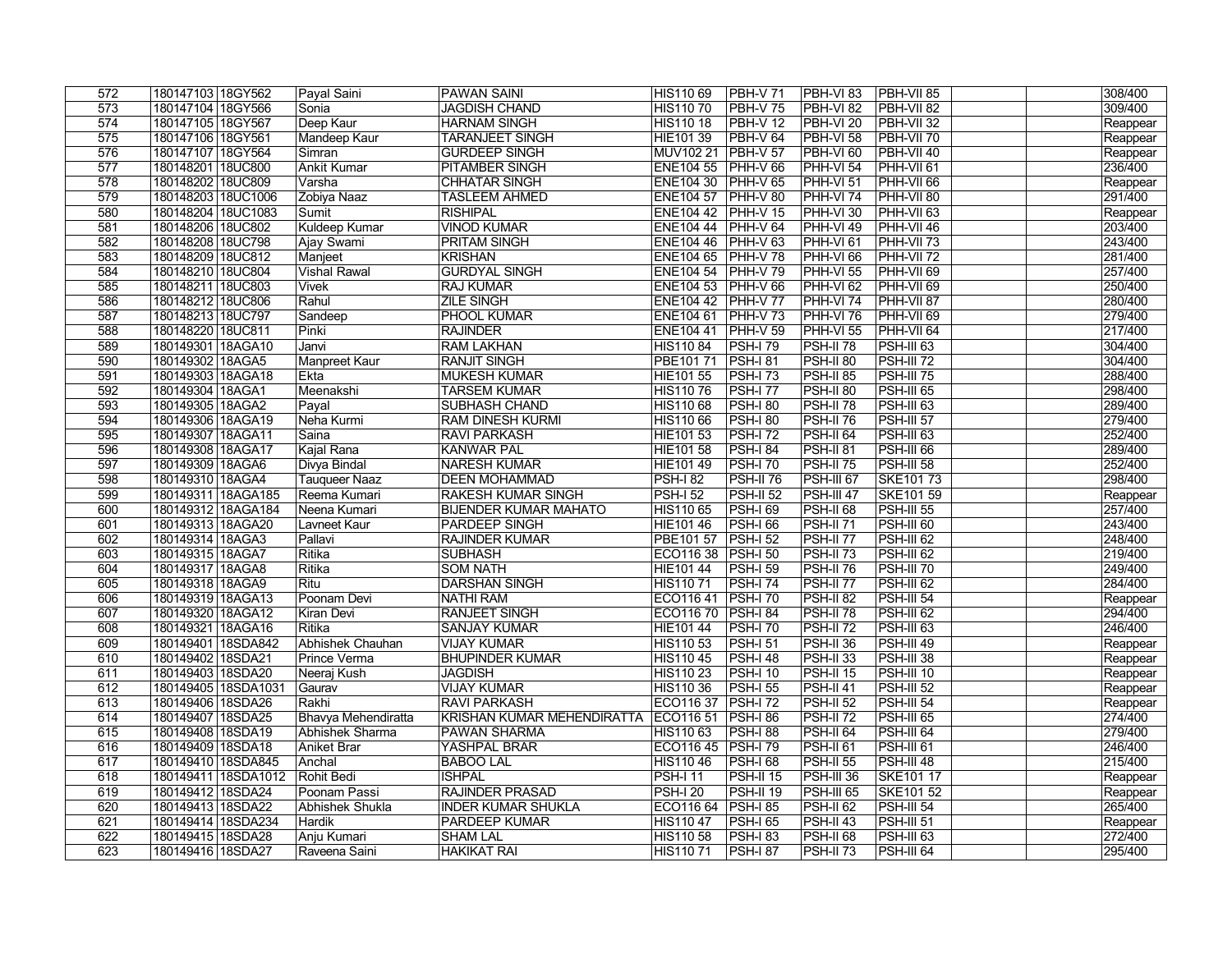| 572 | 180147103 | 18GY562 | Payal Saini | PAWAN SAINI | HIS110 69 | PBH-V 71 | PBH-VI 83 | PBH-VII 85 | | | 308/400 |
|---|---|---|---|---|---|---|---|---|---|---|---|
| 573 | 180147104 | 18GY566 | Sonia | JAGDISH CHAND | HIS110 70 | PBH-V 75 | PBH-VI 82 | PBH-VII 82 | | | 309/400 |
| 574 | 180147105 | 18GY567 | Deep Kaur | HARNAM SINGH | HIS110 18 | PBH-V 12 | PBH-VI 20 | PBH-VII 32 | | | Reappear |
| 575 | 180147106 | 18GY561 | Mandeep Kaur | TARANJEET SINGH | HIE101 39 | PBH-V 64 | PBH-VI 58 | PBH-VII 70 | | | Reappear |
| 576 | 180147107 | 18GY564 | Simran | GURDEEP SINGH | MUV102 21 | PBH-V 57 | PBH-VI 60 | PBH-VII 40 | | | Reappear |
| 577 | 180148201 | 18UC800 | Ankit Kumar | PITAMBER SINGH | ENE104 55 | PHH-V 66 | PHH-VI 54 | PHH-VII 61 | | | 236/400 |
| 578 | 180148202 | 18UC809 | Varsha | CHHATAR SINGH | ENE104 30 | PHH-V 65 | PHH-VI 51 | PHH-VII 66 | | | Reappear |
| 579 | 180148203 | 18UC1006 | Zobiya Naaz | TASLEEM AHMED | ENE104 57 | PHH-V 80 | PHH-VI 74 | PHH-VII 80 | | | 291/400 |
| 580 | 180148204 | 18UC1083 | Sumit | RISHIPAL | ENE104 42 | PHH-V 15 | PHH-VI 30 | PHH-VII 63 | | | Reappear |
| 581 | 180148206 | 18UC802 | Kuldeep Kumar | VINOD KUMAR | ENE104 44 | PHH-V 64 | PHH-VI 49 | PHH-VII 46 | | | 203/400 |
| 582 | 180148208 | 18UC798 | Ajay Swami | PRITAM SINGH | ENE104 46 | PHH-V 63 | PHH-VI 61 | PHH-VII 73 | | | 243/400 |
| 583 | 180148209 | 18UC812 | Manjeet | KRISHAN | ENE104 65 | PHH-V 78 | PHH-VI 66 | PHH-VII 72 | | | 281/400 |
| 584 | 180148210 | 18UC804 | Vishal Rawal | GURDYAL SINGH | ENE104 54 | PHH-V 79 | PHH-VI 55 | PHH-VII 69 | | | 257/400 |
| 585 | 180148211 | 18UC803 | Vivek | RAJ KUMAR | ENE104 53 | PHH-V 66 | PHH-VI 62 | PHH-VII 69 | | | 250/400 |
| 586 | 180148212 | 18UC806 | Rahul | ZILE SINGH | ENE104 42 | PHH-V 77 | PHH-VI 74 | PHH-VII 87 | | | 280/400 |
| 587 | 180148213 | 18UC797 | Sandeep | PHOOL KUMAR | ENE104 61 | PHH-V 73 | PHH-VI 76 | PHH-VII 69 | | | 279/400 |
| 588 | 180148220 | 18UC811 | Pinki | RAJINDER | ENE104 41 | PHH-V 59 | PHH-VI 55 | PHH-VII 64 | | | 217/400 |
| 589 | 180149301 | 18AGA10 | Janvi | RAM LAKHAN | HIS110 84 | PSH-I 79 | PSH-II 78 | PSH-III 63 | | | 304/400 |
| 590 | 180149302 | 18AGA5 | Manpreet Kaur | RANJIT SINGH | PBE101 71 | PSH-I 81 | PSH-II 80 | PSH-III 72 | | | 304/400 |
| 591 | 180149303 | 18AGA18 | Ekta | MUKESH KUMAR | HIE101 55 | PSH-I 73 | PSH-II 85 | PSH-III 75 | | | 288/400 |
| 592 | 180149304 | 18AGA1 | Meenakshi | TARSEM KUMAR | HIS110 76 | PSH-I 77 | PSH-II 80 | PSH-III 65 | | | 298/400 |
| 593 | 180149305 | 18AGA2 | Payal | SUBHASH CHAND | HIS110 68 | PSH-I 80 | PSH-II 78 | PSH-III 63 | | | 289/400 |
| 594 | 180149306 | 18AGA19 | Neha Kurmi | RAM DINESH KURMI | HIS110 66 | PSH-I 80 | PSH-II 76 | PSH-III 57 | | | 279/400 |
| 595 | 180149307 | 18AGA11 | Saina | RAVI PARKASH | HIE101 53 | PSH-I 72 | PSH-II 64 | PSH-III 63 | | | 252/400 |
| 596 | 180149308 | 18AGA17 | Kajal Rana | KANWAR PAL | HIE101 58 | PSH-I 84 | PSH-II 81 | PSH-III 66 | | | 289/400 |
| 597 | 180149309 | 18AGA6 | Divya Bindal | NARESH KUMAR | HIE101 49 | PSH-I 70 | PSH-II 75 | PSH-III 58 | | | 252/400 |
| 598 | 180149310 | 18AGA4 | Tauqueer Naaz | DEEN MOHAMMAD | PSH-I 82 | PSH-II 76 | PSH-III 67 | SKE101 73 | | | 298/400 |
| 599 | 180149311 | 18AGA185 | Reema Kumari | RAKESH KUMAR SINGH | PSH-I 52 | PSH-II 52 | PSH-III 47 | SKE101 59 | | | Reappear |
| 600 | 180149312 | 18AGA184 | Neena Kumari | BIJENDER KUMAR MAHATO | HIS110 65 | PSH-I 69 | PSH-II 68 | PSH-III 55 | | | 257/400 |
| 601 | 180149313 | 18AGA20 | Lavneet Kaur | PARDEEP SINGH | HIE101 46 | PSH-I 66 | PSH-II 71 | PSH-III 60 | | | 243/400 |
| 602 | 180149314 | 18AGA3 | Pallavi | RAJINDER KUMAR | PBE101 57 | PSH-I 52 | PSH-II 77 | PSH-III 62 | | | 248/400 |
| 603 | 180149315 | 18AGA7 | Ritika | SUBHASH | ECO116 38 | PSH-I 50 | PSH-II 73 | PSH-III 62 | | | 219/400 |
| 604 | 180149317 | 18AGA8 | Ritika | SOM NATH | HIE101 44 | PSH-I 59 | PSH-II 76 | PSH-III 70 | | | 249/400 |
| 605 | 180149318 | 18AGA9 | Ritu | DARSHAN SINGH | HIS110 71 | PSH-I 74 | PSH-II 77 | PSH-III 62 | | | 284/400 |
| 606 | 180149319 | 18AGA13 | Poonam Devi | NATHI RAM | ECO116 41 | PSH-I 70 | PSH-II 82 | PSH-III 54 | | | Reappear |
| 607 | 180149320 | 18AGA12 | Kiran Devi | RANJEET SINGH | ECO116 70 | PSH-I 84 | PSH-II 78 | PSH-III 62 | | | 294/400 |
| 608 | 180149321 | 18AGA16 | Ritika | SANJAY KUMAR | HIE101 44 | PSH-I 70 | PSH-II 72 | PSH-III 63 | | | 246/400 |
| 609 | 180149401 | 18SDA842 | Abhishek Chauhan | VIJAY KUMAR | HIS110 53 | PSH-I 51 | PSH-II 36 | PSH-III 49 | | | Reappear |
| 610 | 180149402 | 18SDA21 | Prince Verma | BHUPINDER KUMAR | HIS110 45 | PSH-I 48 | PSH-II 33 | PSH-III 38 | | | Reappear |
| 611 | 180149403 | 18SDA20 | Neeraj Kush | JAGDISH | HIS110 23 | PSH-I 10 | PSH-II 15 | PSH-III 10 | | | Reappear |
| 612 | 180149405 | 18SDA1031 | Gaurav | VIJAY KUMAR | HIS110 36 | PSH-I 55 | PSH-II 41 | PSH-III 52 | | | Reappear |
| 613 | 180149406 | 18SDA26 | Rakhi | RAVI PARKASH | ECO116 37 | PSH-I 72 | PSH-II 52 | PSH-III 54 | | | Reappear |
| 614 | 180149407 | 18SDA25 | Bhavya Mehendiratta | KRISHAN KUMAR MEHENDIRATTA | ECO116 51 | PSH-I 86 | PSH-II 72 | PSH-III 65 | | | 274/400 |
| 615 | 180149408 | 18SDA19 | Abhishek Sharma | PAWAN SHARMA | HIS110 63 | PSH-I 88 | PSH-II 64 | PSH-III 64 | | | 279/400 |
| 616 | 180149409 | 18SDA18 | Aniket Brar | YASHPAL BRAR | ECO116 45 | PSH-I 79 | PSH-II 61 | PSH-III 61 | | | 246/400 |
| 617 | 180149410 | 18SDA845 | Anchal | BABOO LAL | HIS110 46 | PSH-I 68 | PSH-II 55 | PSH-III 48 | | | 215/400 |
| 618 | 180149411 | 18SDA1012 | Rohit Bedi | ISHPAL | PSH-I 11 | PSH-II 15 | PSH-III 36 | SKE101 17 | | | Reappear |
| 619 | 180149412 | 18SDA24 | Poonam Passi | RAJINDER PRASAD | PSH-I 20 | PSH-II 19 | PSH-III 65 | SKE101 52 | | | Reappear |
| 620 | 180149413 | 18SDA22 | Abhishek Shukla | INDER KUMAR SHUKLA | ECO116 64 | PSH-I 85 | PSH-II 62 | PSH-III 54 | | | 265/400 |
| 621 | 180149414 | 18SDA234 | Hardik | PARDEEP KUMAR | HIS110 47 | PSH-I 65 | PSH-II 43 | PSH-III 51 | | | Reappear |
| 622 | 180149415 | 18SDA28 | Anju Kumari | SHAM LAL | HIS110 58 | PSH-I 83 | PSH-II 68 | PSH-III 63 | | | 272/400 |
| 623 | 180149416 | 18SDA27 | Raveena Saini | HAKIKAT RAI | HIS110 71 | PSH-I 87 | PSH-II 73 | PSH-III 64 | | | 295/400 |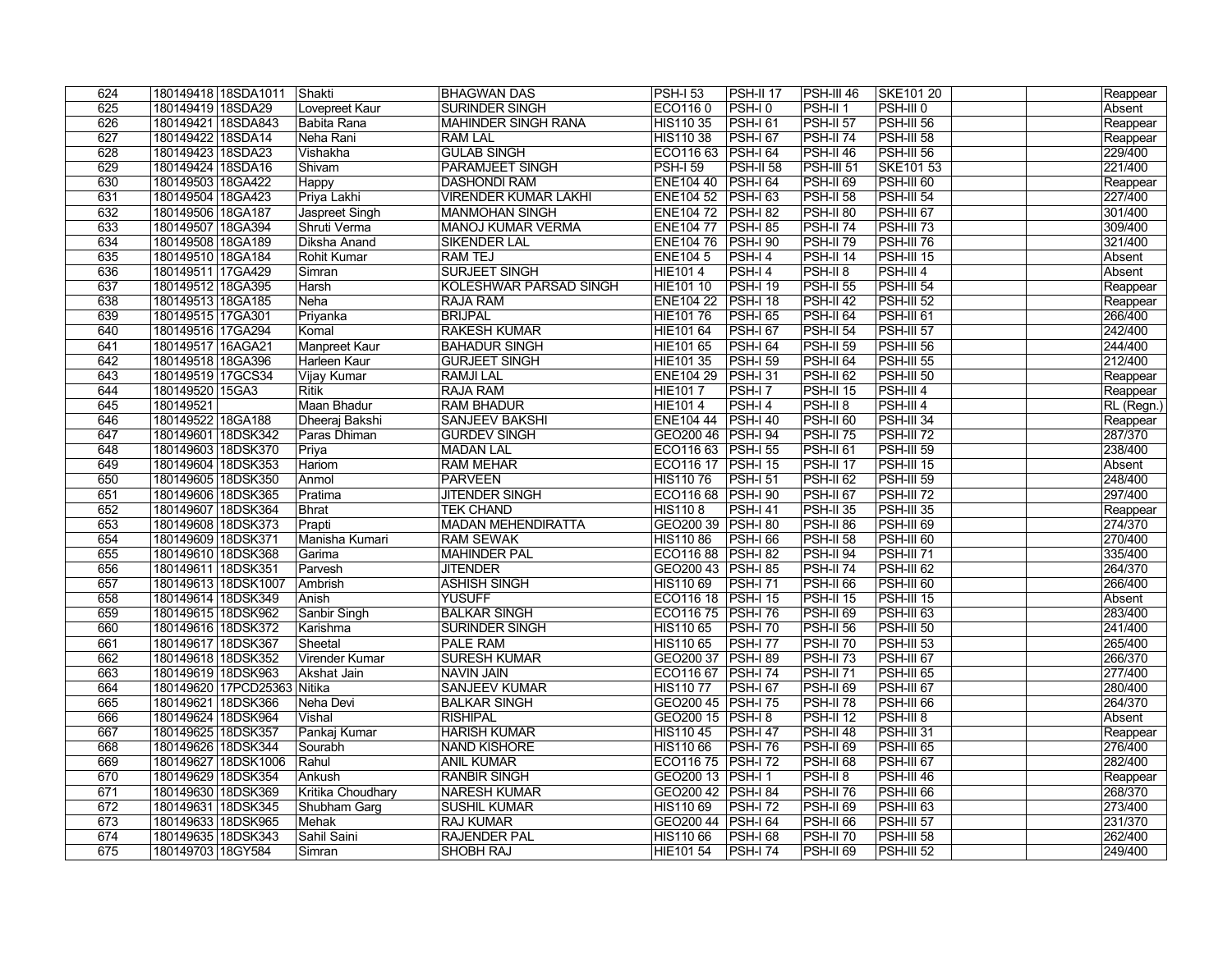| | | | | | | | | | | | | |
|---|---|---|---|---|---|---|---|---|---|---|---|---|
| 624 | 180149418 | 18SDA1011 | Shakti | BHAGWAN DAS | PSH-I 53 | PSH-II 17 | PSH-III 46 | SKE101 20 | | | Reappear |
| 625 | 180149419 | 18SDA29 | Lovepreet Kaur | SURINDER SINGH | ECO116 0 | PSH-I 0 | PSH-II 1 | PSH-III 0 | | | Absent |
| 626 | 180149421 | 18SDA843 | Babita Rana | MAHINDER SINGH RANA | HIS110 35 | PSH-I 61 | PSH-II 57 | PSH-III 56 | | | Reappear |
| 627 | 180149422 | 18SDA14 | Neha Rani | RAM LAL | HIS110 38 | PSH-I 67 | PSH-II 74 | PSH-III 58 | | | Reappear |
| 628 | 180149423 | 18SDA23 | Vishakha | GULAB SINGH | ECO116 63 | PSH-I 64 | PSH-II 46 | PSH-III 56 | | | 229/400 |
| 629 | 180149424 | 18SDA16 | Shivam | PARAMJEET SINGH | PSH-I 59 | PSH-II 58 | PSH-III 51 | SKE101 53 | | | 221/400 |
| 630 | 180149503 | 18GA422 | Happy | DASHONDI RAM | ENE104 40 | PSH-I 64 | PSH-II 69 | PSH-III 60 | | | Reappear |
| 631 | 180149504 | 18GA423 | Priya Lakhi | VIRENDER KUMAR LAKHI | ENE104 52 | PSH-I 63 | PSH-II 58 | PSH-III 54 | | | 227/400 |
| 632 | 180149506 | 18GA187 | Jaspreet Singh | MANMOHAN SINGH | ENE104 72 | PSH-I 82 | PSH-II 80 | PSH-III 67 | | | 301/400 |
| 633 | 180149507 | 18GA394 | Shruti Verma | MANOJ KUMAR VERMA | ENE104 77 | PSH-I 85 | PSH-II 74 | PSH-III 73 | | | 309/400 |
| 634 | 180149508 | 18GA189 | Diksha Anand | SIKENDER LAL | ENE104 76 | PSH-I 90 | PSH-II 79 | PSH-III 76 | | | 321/400 |
| 635 | 180149510 | 18GA184 | Rohit Kumar | RAM TEJ | ENE104 5 | PSH-I 4 | PSH-II 14 | PSH-III 15 | | | Absent |
| 636 | 180149511 | 17GA429 | Simran | SURJEET SINGH | HIE101 4 | PSH-I 4 | PSH-II 8 | PSH-III 4 | | | Absent |
| 637 | 180149512 | 18GA395 | Harsh | KOLESHWAR PARSAD SINGH | HIE101 10 | PSH-I 19 | PSH-II 55 | PSH-III 54 | | | Reappear |
| 638 | 180149513 | 18GA185 | Neha | RAJA RAM | ENE104 22 | PSH-I 18 | PSH-II 42 | PSH-III 52 | | | Reappear |
| 639 | 180149515 | 17GA301 | Priyanka | BRIJPAL | HIE101 76 | PSH-I 65 | PSH-II 64 | PSH-III 61 | | | 266/400 |
| 640 | 180149516 | 17GA294 | Komal | RAKESH KUMAR | HIE101 64 | PSH-I 67 | PSH-II 54 | PSH-III 57 | | | 242/400 |
| 641 | 180149517 | 16AGA21 | Manpreet Kaur | BAHADUR SINGH | HIE101 65 | PSH-I 64 | PSH-II 59 | PSH-III 56 | | | 244/400 |
| 642 | 180149518 | 18GA396 | Harleen Kaur | GURJEET SINGH | HIE101 35 | PSH-I 59 | PSH-II 64 | PSH-III 55 | | | 212/400 |
| 643 | 180149519 | 17GCS34 | Vijay Kumar | RAMJI LAL | ENE104 29 | PSH-I 31 | PSH-II 62 | PSH-III 50 | | | Reappear |
| 644 | 180149520 | 15GA3 | Ritik | RAJA RAM | HIE101 7 | PSH-I 7 | PSH-II 15 | PSH-III 4 | | | Reappear |
| 645 | 180149521 | | Maan Bhadur | RAM BHADUR | HIE101 4 | PSH-I 4 | PSH-II 8 | PSH-III 4 | | | RL (Regn.) |
| 646 | 180149522 | 18GA188 | Dheeraj Bakshi | SANJEEV BAKSHI | ENE104 44 | PSH-I 40 | PSH-II 60 | PSH-III 34 | | | Reappear |
| 647 | 180149601 | 18DSK342 | Paras Dhiman | GURDEV SINGH | GEO200 46 | PSH-I 94 | PSH-II 75 | PSH-III 72 | | | 287/370 |
| 648 | 180149603 | 18DSK370 | Priya | MADAN LAL | ECO116 63 | PSH-I 55 | PSH-II 61 | PSH-III 59 | | | 238/400 |
| 649 | 180149604 | 18DSK353 | Hariom | RAM MEHAR | ECO116 17 | PSH-I 15 | PSH-II 17 | PSH-III 15 | | | Absent |
| 650 | 180149605 | 18DSK350 | Anmol | PARVEEN | HIS110 76 | PSH-I 51 | PSH-II 62 | PSH-III 59 | | | 248/400 |
| 651 | 180149606 | 18DSK365 | Pratima | JITENDER SINGH | ECO116 68 | PSH-I 90 | PSH-II 67 | PSH-III 72 | | | 297/400 |
| 652 | 180149607 | 18DSK364 | Bhrat | TEK CHAND | HIS110 8 | PSH-I 41 | PSH-II 35 | PSH-III 35 | | | Reappear |
| 653 | 180149608 | 18DSK373 | Prapti | MADAN MEHENDIRATTA | GEO200 39 | PSH-I 80 | PSH-II 86 | PSH-III 69 | | | 274/370 |
| 654 | 180149609 | 18DSK371 | Manisha Kumari | RAM SEWAK | HIS110 86 | PSH-I 66 | PSH-II 58 | PSH-III 60 | | | 270/400 |
| 655 | 180149610 | 18DSK368 | Garima | MAHINDER PAL | ECO116 88 | PSH-I 82 | PSH-II 94 | PSH-III 71 | | | 335/400 |
| 656 | 180149611 | 18DSK351 | Parvesh | JITENDER | GEO200 43 | PSH-I 85 | PSH-II 74 | PSH-III 62 | | | 264/370 |
| 657 | 180149613 | 18DSK1007 | Ambrish | ASHISH SINGH | HIS110 69 | PSH-I 71 | PSH-II 66 | PSH-III 60 | | | 266/400 |
| 658 | 180149614 | 18DSK349 | Anish | YUSUFF | ECO116 18 | PSH-I 15 | PSH-II 15 | PSH-III 15 | | | Absent |
| 659 | 180149615 | 18DSK962 | Sanbir Singh | BALKAR SINGH | ECO116 75 | PSH-I 76 | PSH-II 69 | PSH-III 63 | | | 283/400 |
| 660 | 180149616 | 18DSK372 | Karishma | SURINDER SINGH | HIS110 65 | PSH-I 70 | PSH-II 56 | PSH-III 50 | | | 241/400 |
| 661 | 180149617 | 18DSK367 | Sheetal | PALE RAM | HIS110 65 | PSH-I 77 | PSH-II 70 | PSH-III 53 | | | 265/400 |
| 662 | 180149618 | 18DSK352 | Virender Kumar | SURESH KUMAR | GEO200 37 | PSH-I 89 | PSH-II 73 | PSH-III 67 | | | 266/370 |
| 663 | 180149619 | 18DSK963 | Akshat Jain | NAVIN JAIN | ECO116 67 | PSH-I 74 | PSH-II 71 | PSH-III 65 | | | 277/400 |
| 664 | 180149620 | 17PCD25363 | Nitika | SANJEEV KUMAR | HIS110 77 | PSH-I 67 | PSH-II 69 | PSH-III 67 | | | 280/400 |
| 665 | 180149621 | 18DSK366 | Neha Devi | BALKAR SINGH | GEO200 45 | PSH-I 75 | PSH-II 78 | PSH-III 66 | | | 264/370 |
| 666 | 180149624 | 18DSK964 | Vishal | RISHIPAL | GEO200 15 | PSH-I 8 | PSH-II 12 | PSH-III 8 | | | Absent |
| 667 | 180149625 | 18DSK357 | Pankaj Kumar | HARISH KUMAR | HIS110 45 | PSH-I 47 | PSH-II 48 | PSH-III 31 | | | Reappear |
| 668 | 180149626 | 18DSK344 | Sourabh | NAND KISHORE | HIS110 66 | PSH-I 76 | PSH-II 69 | PSH-III 65 | | | 276/400 |
| 669 | 180149627 | 18DSK1006 | Rahul | ANIL KUMAR | ECO116 75 | PSH-I 72 | PSH-II 68 | PSH-III 67 | | | 282/400 |
| 670 | 180149629 | 18DSK354 | Ankush | RANBIR SINGH | GEO200 13 | PSH-I 1 | PSH-II 8 | PSH-III 46 | | | Reappear |
| 671 | 180149630 | 18DSK369 | Kritika Choudhary | NARESH KUMAR | GEO200 42 | PSH-I 84 | PSH-II 76 | PSH-III 66 | | | 268/370 |
| 672 | 180149631 | 18DSK345 | Shubham Garg | SUSHIL KUMAR | HIS110 69 | PSH-I 72 | PSH-II 69 | PSH-III 63 | | | 273/400 |
| 673 | 180149633 | 18DSK965 | Mehak | RAJ KUMAR | GEO200 44 | PSH-I 64 | PSH-II 66 | PSH-III 57 | | | 231/370 |
| 674 | 180149635 | 18DSK343 | Sahil Saini | RAJENDER PAL | HIS110 66 | PSH-I 68 | PSH-II 70 | PSH-III 58 | | | 262/400 |
| 675 | 180149703 | 18GY584 | Simran | SHOBH RAJ | HIE101 54 | PSH-I 74 | PSH-II 69 | PSH-III 52 | | | 249/400 |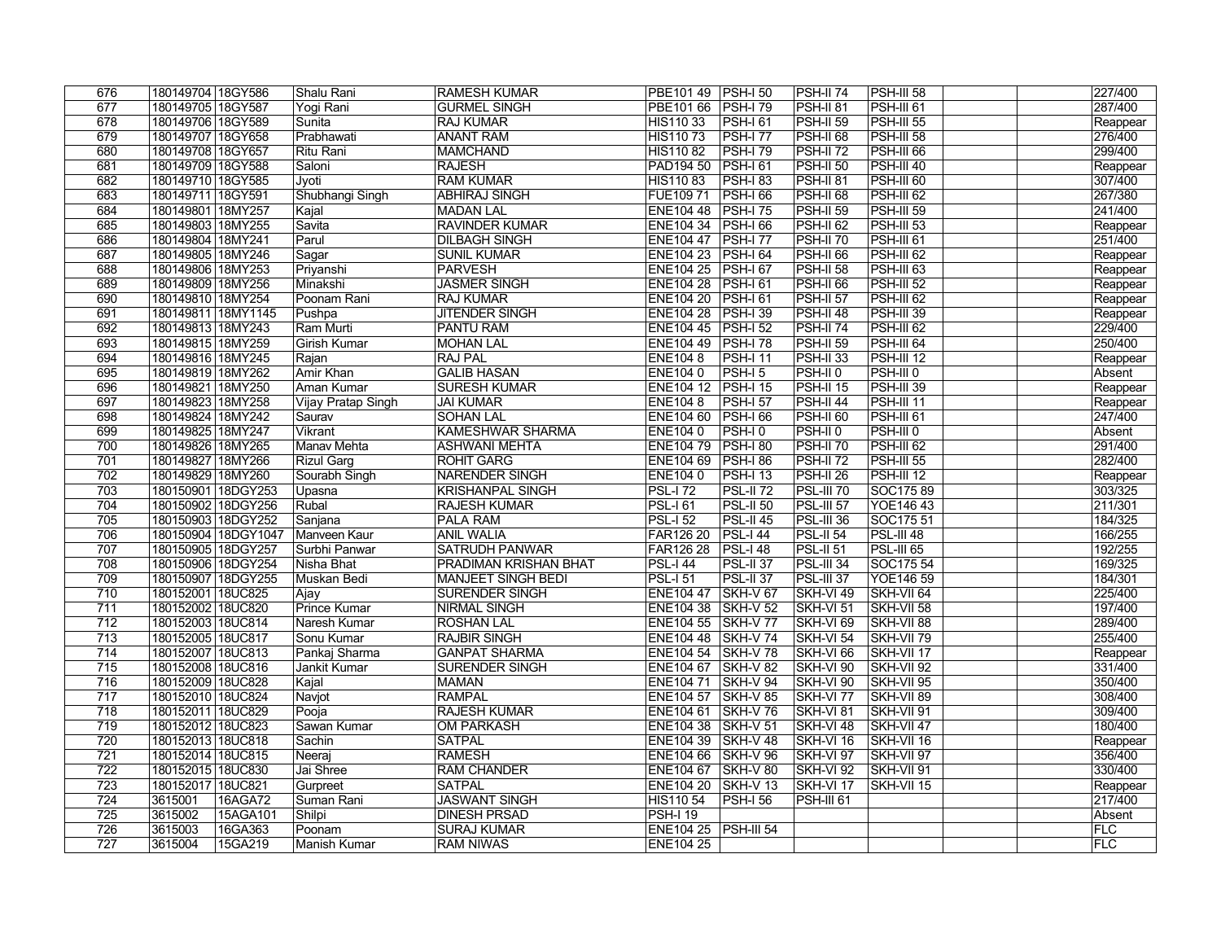| 676 | 180149704 | 18GY586 | Shalu Rani | RAMESH KUMAR | PBE101 49 | PSH-I 50 | PSH-II 74 | PSH-III 58 | | | 227/400 |
|---|---|---|---|---|---|---|---|---|---|---|---|
| 677 | 180149705 | 18GY587 | Yogi Rani | GURMEL SINGH | PBE101 66 | PSH-I 79 | PSH-II 81 | PSH-III 61 | | | 287/400 |
| 678 | 180149706 | 18GY589 | Sunita | RAJ KUMAR | HIS110 33 | PSH-I 61 | PSH-II 59 | PSH-III 55 | | | Reappear |
| 679 | 180149707 | 18GY658 | Prabhawati | ANANT RAM | HIS110 73 | PSH-I 77 | PSH-II 68 | PSH-III 58 | | | 276/400 |
| 680 | 180149708 | 18GY657 | Ritu Rani | MAMCHAND | HIS110 82 | PSH-I 79 | PSH-II 72 | PSH-III 66 | | | 299/400 |
| 681 | 180149709 | 18GY588 | Saloni | RAJESH | PAD194 50 | PSH-I 61 | PSH-II 50 | PSH-III 40 | | | Reappear |
| 682 | 180149710 | 18GY585 | Jyoti | RAM KUMAR | HIS110 83 | PSH-I 83 | PSH-II 81 | PSH-III 60 | | | 307/400 |
| 683 | 180149711 | 18GY591 | Shubhangi Singh | ABHIRAJ SINGH | FUE109 71 | PSH-I 66 | PSH-II 68 | PSH-III 62 | | | 267/380 |
| 684 | 180149801 | 18MY257 | Kajal | MADAN LAL | ENE104 48 | PSH-I 75 | PSH-II 59 | PSH-III 59 | | | 241/400 |
| 685 | 180149803 | 18MY255 | Savita | RAVINDER KUMAR | ENE104 34 | PSH-I 66 | PSH-II 62 | PSH-III 53 | | | Reappear |
| 686 | 180149804 | 18MY241 | Parul | DILBAGH SINGH | ENE104 47 | PSH-I 77 | PSH-II 70 | PSH-III 61 | | | 251/400 |
| 687 | 180149805 | 18MY246 | Sagar | SUNIL KUMAR | ENE104 23 | PSH-I 64 | PSH-II 66 | PSH-III 62 | | | Reappear |
| 688 | 180149806 | 18MY253 | Priyanshi | PARVESH | ENE104 25 | PSH-I 67 | PSH-II 58 | PSH-III 63 | | | Reappear |
| 689 | 180149809 | 18MY256 | Minakshi | JASMER SINGH | ENE104 28 | PSH-I 61 | PSH-II 66 | PSH-III 52 | | | Reappear |
| 690 | 180149810 | 18MY254 | Poonam Rani | RAJ KUMAR | ENE104 20 | PSH-I 61 | PSH-II 57 | PSH-III 62 | | | Reappear |
| 691 | 180149811 | 18MY1145 | Pushpa | JITENDER SINGH | ENE104 28 | PSH-I 39 | PSH-II 48 | PSH-III 39 | | | Reappear |
| 692 | 180149813 | 18MY243 | Ram Murti | PANTU RAM | ENE104 45 | PSH-I 52 | PSH-II 74 | PSH-III 62 | | | 229/400 |
| 693 | 180149815 | 18MY259 | Girish Kumar | MOHAN LAL | ENE104 49 | PSH-I 78 | PSH-II 59 | PSH-III 64 | | | 250/400 |
| 694 | 180149816 | 18MY245 | Rajan | RAJ PAL | ENE104 8 | PSH-I 11 | PSH-II 33 | PSH-III 12 | | | Reappear |
| 695 | 180149819 | 18MY262 | Amir Khan | GALIB HASAN | ENE104 0 | PSH-I 5 | PSH-II 0 | PSH-III 0 | | | Absent |
| 696 | 180149821 | 18MY250 | Aman Kumar | SURESH KUMAR | ENE104 12 | PSH-I 15 | PSH-II 15 | PSH-III 39 | | | Reappear |
| 697 | 180149823 | 18MY258 | Vijay Pratap Singh | JAI KUMAR | ENE104 8 | PSH-I 57 | PSH-II 44 | PSH-III 11 | | | Reappear |
| 698 | 180149824 | 18MY242 | Saurav | SOHAN LAL | ENE104 60 | PSH-I 66 | PSH-II 60 | PSH-III 61 | | | 247/400 |
| 699 | 180149825 | 18MY247 | Vikrant | KAMESHWAR SHARMA | ENE104 0 | PSH-I 0 | PSH-II 0 | PSH-III 0 | | | Absent |
| 700 | 180149826 | 18MY265 | Manav Mehta | ASHWANI MEHTA | ENE104 79 | PSH-I 80 | PSH-II 70 | PSH-III 62 | | | 291/400 |
| 701 | 180149827 | 18MY266 | Rizul Garg | ROHIT GARG | ENE104 69 | PSH-I 86 | PSH-II 72 | PSH-III 55 | | | 282/400 |
| 702 | 180149829 | 18MY260 | Sourabh Singh | NARENDER SINGH | ENE104 0 | PSH-I 13 | PSH-II 26 | PSH-III 12 | | | Reappear |
| 703 | 180150901 | 18DGY253 | Upasna | KRISHANPAL SINGH | PSL-I 72 | PSL-II 72 | PSL-III 70 | SOC175 89 | | | 303/325 |
| 704 | 180150902 | 18DGY256 | Rubal | RAJESH KUMAR | PSL-I 61 | PSL-II 50 | PSL-III 57 | YOE146 43 | | | 211/301 |
| 705 | 180150903 | 18DGY252 | Sanjana | PALA RAM | PSL-I 52 | PSL-II 45 | PSL-III 36 | SOC175 51 | | | 184/325 |
| 706 | 180150904 | 18DGY1047 | Manveen Kaur | ANIL WALIA | FAR126 20 | PSL-I 44 | PSL-II 54 | PSL-III 48 | | | 166/255 |
| 707 | 180150905 | 18DGY257 | Surbhi Panwar | SATRUDH PANWAR | FAR126 28 | PSL-I 48 | PSL-II 51 | PSL-III 65 | | | 192/255 |
| 708 | 180150906 | 18DGY254 | Nisha Bhat | PRADIMAN KRISHAN BHAT | PSL-I 44 | PSL-II 37 | PSL-III 34 | SOC175 54 | | | 169/325 |
| 709 | 180150907 | 18DGY255 | Muskan Bedi | MANJEET SINGH BEDI | PSL-I 51 | PSL-II 37 | PSL-III 37 | YOE146 59 | | | 184/301 |
| 710 | 180152001 | 18UC825 | Ajay | SURENDER SINGH | ENE104 47 | SKH-V 67 | SKH-VI 49 | SKH-VII 64 | | | 225/400 |
| 711 | 180152002 | 18UC820 | Prince Kumar | NIRMAL SINGH | ENE104 38 | SKH-V 52 | SKH-VI 51 | SKH-VII 58 | | | 197/400 |
| 712 | 180152003 | 18UC814 | Naresh Kumar | ROSHAN LAL | ENE104 55 | SKH-V 77 | SKH-VI 69 | SKH-VII 88 | | | 289/400 |
| 713 | 180152005 | 18UC817 | Sonu Kumar | RAJBIR SINGH | ENE104 48 | SKH-V 74 | SKH-VI 54 | SKH-VII 79 | | | 255/400 |
| 714 | 180152007 | 18UC813 | Pankaj Sharma | GANPAT SHARMA | ENE104 54 | SKH-V 78 | SKH-VI 66 | SKH-VII 17 | | | Reappear |
| 715 | 180152008 | 18UC816 | Jankit Kumar | SURENDER SINGH | ENE104 67 | SKH-V 82 | SKH-VI 90 | SKH-VII 92 | | | 331/400 |
| 716 | 180152009 | 18UC828 | Kajal | MAMAN | ENE104 71 | SKH-V 94 | SKH-VI 90 | SKH-VII 95 | | | 350/400 |
| 717 | 180152010 | 18UC824 | Navjot | RAMPAL | ENE104 57 | SKH-V 85 | SKH-VI 77 | SKH-VII 89 | | | 308/400 |
| 718 | 180152011 | 18UC829 | Pooja | RAJESH KUMAR | ENE104 61 | SKH-V 76 | SKH-VI 81 | SKH-VII 91 | | | 309/400 |
| 719 | 180152012 | 18UC823 | Sawan Kumar | OM PARKASH | ENE104 38 | SKH-V 51 | SKH-VI 48 | SKH-VII 47 | | | 180/400 |
| 720 | 180152013 | 18UC818 | Sachin | SATPAL | ENE104 39 | SKH-V 48 | SKH-VI 16 | SKH-VII 16 | | | Reappear |
| 721 | 180152014 | 18UC815 | Neeraj | RAMESH | ENE104 66 | SKH-V 96 | SKH-VI 97 | SKH-VII 97 | | | 356/400 |
| 722 | 180152015 | 18UC830 | Jai Shree | RAM CHANDER | ENE104 67 | SKH-V 80 | SKH-VI 92 | SKH-VII 91 | | | 330/400 |
| 723 | 180152017 | 18UC821 | Gurpreet | SATPAL | ENE104 20 | SKH-V 13 | SKH-VI 17 | SKH-VII 15 | | | Reappear |
| 724 | 3615001 | 16AGA72 | Suman Rani | JASWANT SINGH | HIS110 54 | PSH-I 56 | PSH-III 61 | | | | 217/400 |
| 725 | 3615002 | 15AGA101 | Shilpi | DINESH PRSAD | PSH-I 19 | | | | | | Absent |
| 726 | 3615003 | 16GA363 | Poonam | SURAJ KUMAR | ENE104 25 | PSH-III 54 | | | | | FLC |
| 727 | 3615004 | 15GA219 | Manish Kumar | RAM NIWAS | ENE104 25 | | | | | | FLC |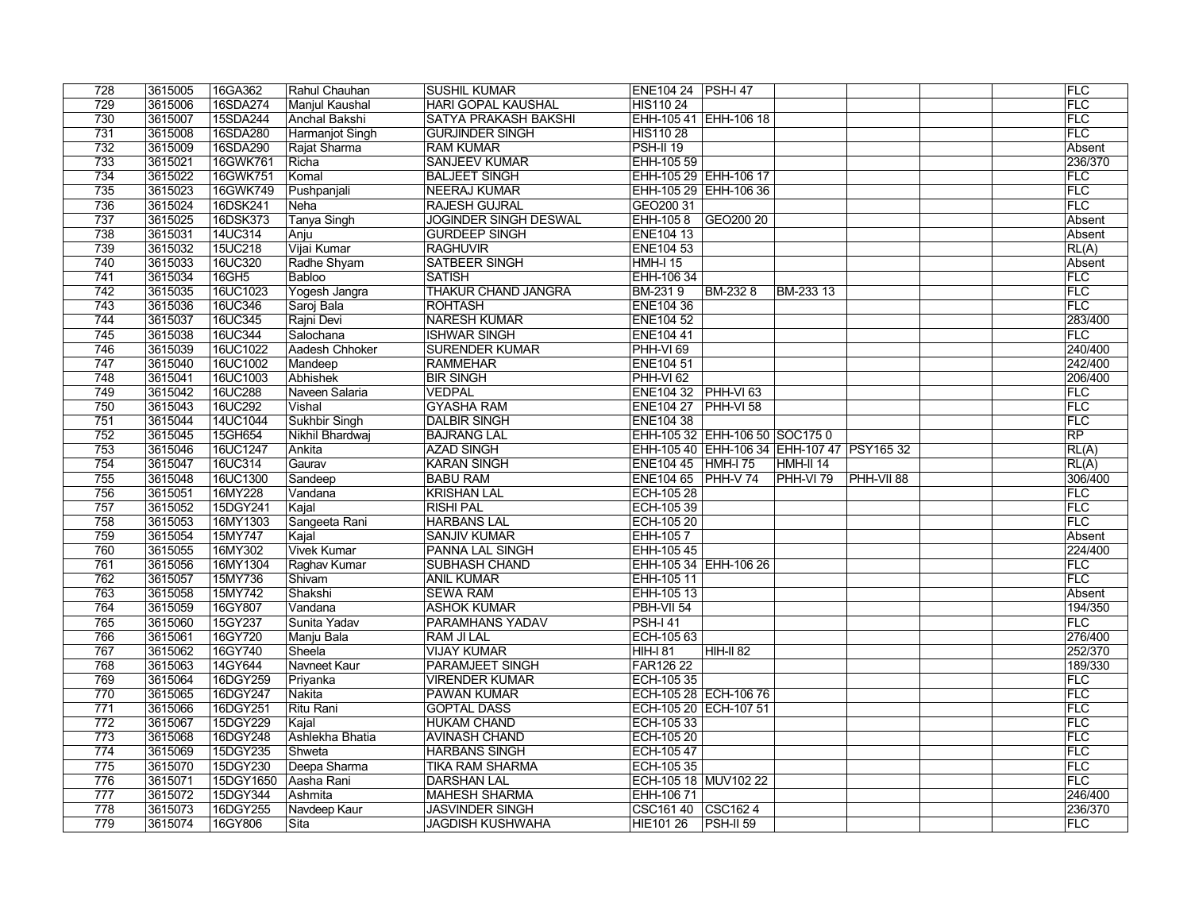| 728 | 3615005 | 16GA362 | Rahul Chauhan | SUSHIL KUMAR | ENE104 24 | PSH-I 47 | | | | | FLC |
|---|---|---|---|---|---|---|---|---|---|---|---|
| 729 | 3615006 | 16SDA274 | Manjul Kaushal | HARI GOPAL KAUSHAL | HIS110 24 | | | | | | FLC |
| 730 | 3615007 | 15SDA244 | Anchal Bakshi | SATYA PRAKASH BAKSHI | EHH-105 41 | EHH-106 18 | | | | | FLC |
| 731 | 3615008 | 16SDA280 | Harmanjot Singh | GURJINDER SINGH | HIS110 28 | | | | | | FLC |
| 732 | 3615009 | 16SDA290 | Rajat Sharma | RAM KUMAR | PSH-II 19 | | | | | | Absent |
| 733 | 3615021 | 16GWK761 | Richa | SANJEEV KUMAR | EHH-105 59 | | | | | | 236/370 |
| 734 | 3615022 | 16GWK751 | Komal | BALJEET SINGH | EHH-105 29 | EHH-106 17 | | | | | FLC |
| 735 | 3615023 | 16GWK749 | Pushpanjali | NEERAJ KUMAR | EHH-105 29 | EHH-106 36 | | | | | FLC |
| 736 | 3615024 | 16DSK241 | Neha | RAJESH GUJRAL | GEO200 31 | | | | | | FLC |
| 737 | 3615025 | 16DSK373 | Tanya Singh | JOGINDER SINGH DESWAL | EHH-105 8 | GEO200 20 | | | | | Absent |
| 738 | 3615031 | 14UC314 | Anju | GURDEEP SINGH | ENE104 13 | | | | | | Absent |
| 739 | 3615032 | 15UC218 | Vijai Kumar | RAGHUVIR | ENE104 53 | | | | | | RL(A) |
| 740 | 3615033 | 16UC320 | Radhe Shyam | SATBEER SINGH | HMH-I 15 | | | | | | Absent |
| 741 | 3615034 | 16GH5 | Babloo | SATISH | EHH-106 34 | | | | | | FLC |
| 742 | 3615035 | 16UC1023 | Yogesh Jangra | THAKUR CHAND JANGRA | BM-231 9 | BM-232 8 | BM-233 13 | | | | FLC |
| 743 | 3615036 | 16UC346 | Saroj Bala | ROHTASH | ENE104 36 | | | | | | FLC |
| 744 | 3615037 | 16UC345 | Rajni Devi | NARESH KUMAR | ENE104 52 | | | | | | 283/400 |
| 745 | 3615038 | 16UC344 | Salochana | ISHWAR SINGH | ENE104 41 | | | | | | FLC |
| 746 | 3615039 | 16UC1022 | Aadesh Chhoker | SURENDER KUMAR | PHH-VI 69 | | | | | | 240/400 |
| 747 | 3615040 | 16UC1002 | Mandeep | RAMMEHAR | ENE104 51 | | | | | | 242/400 |
| 748 | 3615041 | 16UC1003 | Abhishek | BIR SINGH | PHH-VI 62 | | | | | | 206/400 |
| 749 | 3615042 | 16UC288 | Naveen Salaria | VEDPAL | ENE104 32 | PHH-VI 63 | | | | | FLC |
| 750 | 3615043 | 16UC292 | Vishal | GYASHA RAM | ENE104 27 | PHH-VI 58 | | | | | FLC |
| 751 | 3615044 | 14UC1044 | Sukhbir Singh | DALBIR SINGH | ENE104 38 | | | | | | FLC |
| 752 | 3615045 | 15GH654 | Nikhil Bhardwaj | BAJRANG LAL | EHH-105 32 | EHH-106 50 | SOC175 0 | | | | RP |
| 753 | 3615046 | 16UC1247 | Ankita | AZAD SINGH | EHH-105 40 | EHH-106 34 | EHH-107 47 | PSY165 32 | | | RL(A) |
| 754 | 3615047 | 16UC314 | Gaurav | KARAN SINGH | ENE104 45 | HMH-I 75 | HMH-II 14 | | | | RL(A) |
| 755 | 3615048 | 16UC1300 | Sandeep | BABU RAM | ENE104 65 | PHH-V 74 | PHH-VI 79 | PHH-VII 88 | | | 306/400 |
| 756 | 3615051 | 16MY228 | Vandana | KRISHAN LAL | ECH-105 28 | | | | | | FLC |
| 757 | 3615052 | 15DGY241 | Kajal | RISHI PAL | ECH-105 39 | | | | | | FLC |
| 758 | 3615053 | 16MY1303 | Sangeeta Rani | HARBANS LAL | ECH-105 20 | | | | | | FLC |
| 759 | 3615054 | 15MY747 | Kajal | SANJIV KUMAR | EHH-105 7 | | | | | | Absent |
| 760 | 3615055 | 16MY302 | Vivek Kumar | PANNA LAL SINGH | EHH-105 45 | | | | | | 224/400 |
| 761 | 3615056 | 16MY1304 | Raghav Kumar | SUBHASH CHAND | EHH-105 34 | EHH-106 26 | | | | | FLC |
| 762 | 3615057 | 15MY736 | Shivam | ANIL KUMAR | EHH-105 11 | | | | | | FLC |
| 763 | 3615058 | 15MY742 | Shakshi | SEWA RAM | EHH-105 13 | | | | | | Absent |
| 764 | 3615059 | 16GY807 | Vandana | ASHOK KUMAR | PBH-VII 54 | | | | | | 194/350 |
| 765 | 3615060 | 15GY237 | Sunita Yadav | PARAMHANS YADAV | PSH-I 41 | | | | | | FLC |
| 766 | 3615061 | 16GY720 | Manju Bala | RAM JI LAL | ECH-105 63 | | | | | | 276/400 |
| 767 | 3615062 | 16GY740 | Sheela | VIJAY KUMAR | HIH-I 81 | HIH-II 82 | | | | | 252/370 |
| 768 | 3615063 | 14GY644 | Navneet Kaur | PARAMJEET SINGH | FAR126 22 | | | | | | 189/330 |
| 769 | 3615064 | 16DGY259 | Priyanka | VIRENDER KUMAR | ECH-105 35 | | | | | | FLC |
| 770 | 3615065 | 16DGY247 | Nakita | PAWAN KUMAR | ECH-105 28 | ECH-106 76 | | | | | FLC |
| 771 | 3615066 | 16DGY251 | Ritu Rani | GOPTAL DASS | ECH-105 20 | ECH-107 51 | | | | | FLC |
| 772 | 3615067 | 15DGY229 | Kajal | HUKAM CHAND | ECH-105 33 | | | | | | FLC |
| 773 | 3615068 | 16DGY248 | Ashlekha Bhatia | AVINASH CHAND | ECH-105 20 | | | | | | FLC |
| 774 | 3615069 | 15DGY235 | Shweta | HARBANS SINGH | ECH-105 47 | | | | | | FLC |
| 775 | 3615070 | 15DGY230 | Deepa Sharma | TIKA RAM SHARMA | ECH-105 35 | | | | | | FLC |
| 776 | 3615071 | 15DGY1650 | Aasha Rani | DARSHAN LAL | ECH-105 18 | MUV102 22 | | | | | FLC |
| 777 | 3615072 | 15DGY344 | Ashmita | MAHESH SHARMA | EHH-106 71 | | | | | | 246/400 |
| 778 | 3615073 | 16DGY255 | Navdeep Kaur | JASVINDER SINGH | CSC161 40 | CSC162 4 | | | | | 236/370 |
| 779 | 3615074 | 16GY806 | Sita | JAGDISH KUSHWAHA | HIE101 26 | PSH-II 59 | | | | | FLC |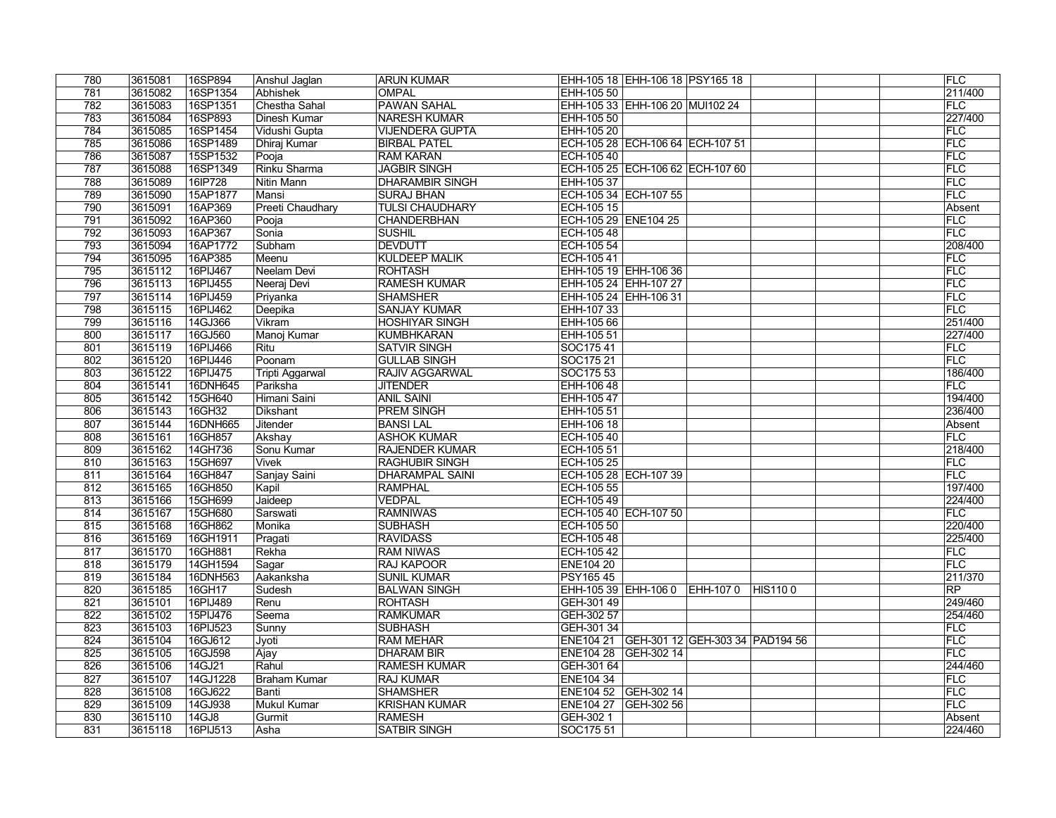| | | | | | | | | | | | |
|---|---|---|---|---|---|---|---|---|---|---|---|
| 780 | 3615081 | 16SP894 | Anshul Jaglan | ARUN KUMAR | EHH-105 18 | EHH-106 18 | PSY165 18 | | | | FLC |
| 781 | 3615082 | 16SP1354 | Abhishek | OMPAL | EHH-105 50 | | | | | | 211/400 |
| 782 | 3615083 | 16SP1351 | Chestha Sahal | PAWAN SAHAL | EHH-105 33 | EHH-106 20 | MUI102 24 | | | | FLC |
| 783 | 3615084 | 16SP893 | Dinesh Kumar | NARESH KUMAR | EHH-105 50 | | | | | | 227/400 |
| 784 | 3615085 | 16SP1454 | Vidushi Gupta | VIJENDERA GUPTA | EHH-105 20 | | | | | | FLC |
| 785 | 3615086 | 16SP1489 | Dhiraj Kumar | BIRBAL PATEL | ECH-105 28 | ECH-106 64 | ECH-107 51 | | | | FLC |
| 786 | 3615087 | 15SP1532 | Pooja | RAM KARAN | ECH-105 40 | | | | | | FLC |
| 787 | 3615088 | 16SP1349 | Rinku Sharma | JAGBIR SINGH | ECH-105 25 | ECH-106 62 | ECH-107 60 | | | | FLC |
| 788 | 3615089 | 16IP728 | Nitin Mann | DHARAMBIR SINGH | EHH-105 37 | | | | | | FLC |
| 789 | 3615090 | 15AP1877 | Mansi | SURAJ BHAN | ECH-105 34 | ECH-107 55 | | | | | FLC |
| 790 | 3615091 | 16AP369 | Preeti Chaudhary | TULSI CHAUDHARY | ECH-105 15 | | | | | | Absent |
| 791 | 3615092 | 16AP360 | Pooja | CHANDERBHAN | ECH-105 29 | ENE104 25 | | | | | FLC |
| 792 | 3615093 | 16AP367 | Sonia | SUSHIL | ECH-105 48 | | | | | | FLC |
| 793 | 3615094 | 16AP1772 | Subham | DEVDUTT | ECH-105 54 | | | | | | 208/400 |
| 794 | 3615095 | 16AP385 | Meenu | KULDEEP MALIK | ECH-105 41 | | | | | | FLC |
| 795 | 3615112 | 16PIJ467 | Neelam Devi | ROHTASH | EHH-105 19 | EHH-106 36 | | | | | FLC |
| 796 | 3615113 | 16PIJ455 | Neeraj Devi | RAMESH KUMAR | EHH-105 24 | EHH-107 27 | | | | | FLC |
| 797 | 3615114 | 16PIJ459 | Priyanka | SHAMSHER | EHH-105 24 | EHH-106 31 | | | | | FLC |
| 798 | 3615115 | 16PIJ462 | Deepika | SANJAY KUMAR | EHH-107 33 | | | | | | FLC |
| 799 | 3615116 | 14GJ366 | Vikram | HOSHIYAR SINGH | EHH-105 66 | | | | | | 251/400 |
| 800 | 3615117 | 16GJ560 | Manoj Kumar | KUMBHKARAN | EHH-105 51 | | | | | | 227/400 |
| 801 | 3615119 | 16PIJ466 | Ritu | SATVIR SINGH | SOC175 41 | | | | | | FLC |
| 802 | 3615120 | 16PIJ446 | Poonam | GULLAB SINGH | SOC175 21 | | | | | | FLC |
| 803 | 3615122 | 16PIJ475 | Tripti Aggarwal | RAJIV AGGARWAL | SOC175 53 | | | | | | 186/400 |
| 804 | 3615141 | 16DNH645 | Pariksha | JITENDER | EHH-106 48 | | | | | | FLC |
| 805 | 3615142 | 15GH640 | Himani Saini | ANIL SAINI | EHH-105 47 | | | | | | 194/400 |
| 806 | 3615143 | 16GH32 | Dikshant | PREM SINGH | EHH-105 51 | | | | | | 236/400 |
| 807 | 3615144 | 16DNH665 | Jitender | BANSI LAL | EHH-106 18 | | | | | | Absent |
| 808 | 3615161 | 16GH857 | Akshay | ASHOK KUMAR | ECH-105 40 | | | | | | FLC |
| 809 | 3615162 | 14GH736 | Sonu Kumar | RAJENDER KUMAR | ECH-105 51 | | | | | | 218/400 |
| 810 | 3615163 | 15GH697 | Vivek | RAGHUBIR SINGH | ECH-105 25 | | | | | | FLC |
| 811 | 3615164 | 16GH847 | Sanjay Saini | DHARAMPAL SAINI | ECH-105 28 | ECH-107 39 | | | | | FLC |
| 812 | 3615165 | 16GH850 | Kapil | RAMPHAL | ECH-105 55 | | | | | | 197/400 |
| 813 | 3615166 | 15GH699 | Jaideep | VEDPAL | ECH-105 49 | | | | | | 224/400 |
| 814 | 3615167 | 15GH680 | Sarswati | RAMNIWAS | ECH-105 40 | ECH-107 50 | | | | | FLC |
| 815 | 3615168 | 16GH862 | Monika | SUBHASH | ECH-105 50 | | | | | | 220/400 |
| 816 | 3615169 | 16GH1911 | Pragati | RAVIDASS | ECH-105 48 | | | | | | 225/400 |
| 817 | 3615170 | 16GH881 | Rekha | RAM NIWAS | ECH-105 42 | | | | | | FLC |
| 818 | 3615179 | 14GH1594 | Sagar | RAJ KAPOOR | ENE104 20 | | | | | | FLC |
| 819 | 3615184 | 16DNH563 | Aakanksha | SUNIL KUMAR | PSY165 45 | | | | | | 211/370 |
| 820 | 3615185 | 16GH17 | Sudesh | BALWAN SINGH | EHH-105 39 | EHH-106 0 | EHH-107 0 | HIS110 0 | | | RP |
| 821 | 3615101 | 16PIJ489 | Renu | ROHTASH | GEH-301 49 | | | | | | 249/460 |
| 822 | 3615102 | 15PIJ476 | Seema | RAMKUMAR | GEH-302 57 | | | | | | 254/460 |
| 823 | 3615103 | 16PIJ523 | Sunny | SUBHASH | GEH-301 34 | | | | | | FLC |
| 824 | 3615104 | 16GJ612 | Jyoti | RAM MEHAR | ENE104 21 | GEH-301 12 | GEH-303 34 | PAD194 56 | | | FLC |
| 825 | 3615105 | 16GJ598 | Ajay | DHARAM BIR | ENE104 28 | GEH-302 14 | | | | | FLC |
| 826 | 3615106 | 14GJ21 | Rahul | RAMESH KUMAR | GEH-301 64 | | | | | | 244/460 |
| 827 | 3615107 | 14GJ1228 | Braham Kumar | RAJ KUMAR | ENE104 34 | | | | | | FLC |
| 828 | 3615108 | 16GJ622 | Banti | SHAMSHER | ENE104 52 | GEH-302 14 | | | | | FLC |
| 829 | 3615109 | 14GJ938 | Mukul Kumar | KRISHAN KUMAR | ENE104 27 | GEH-302 56 | | | | | FLC |
| 830 | 3615110 | 14GJ8 | Gurmit | RAMESH | GEH-302 1 | | | | | | Absent |
| 831 | 3615118 | 16PIJ513 | Asha | SATBIR SINGH | SOC175 51 | | | | | | 224/460 |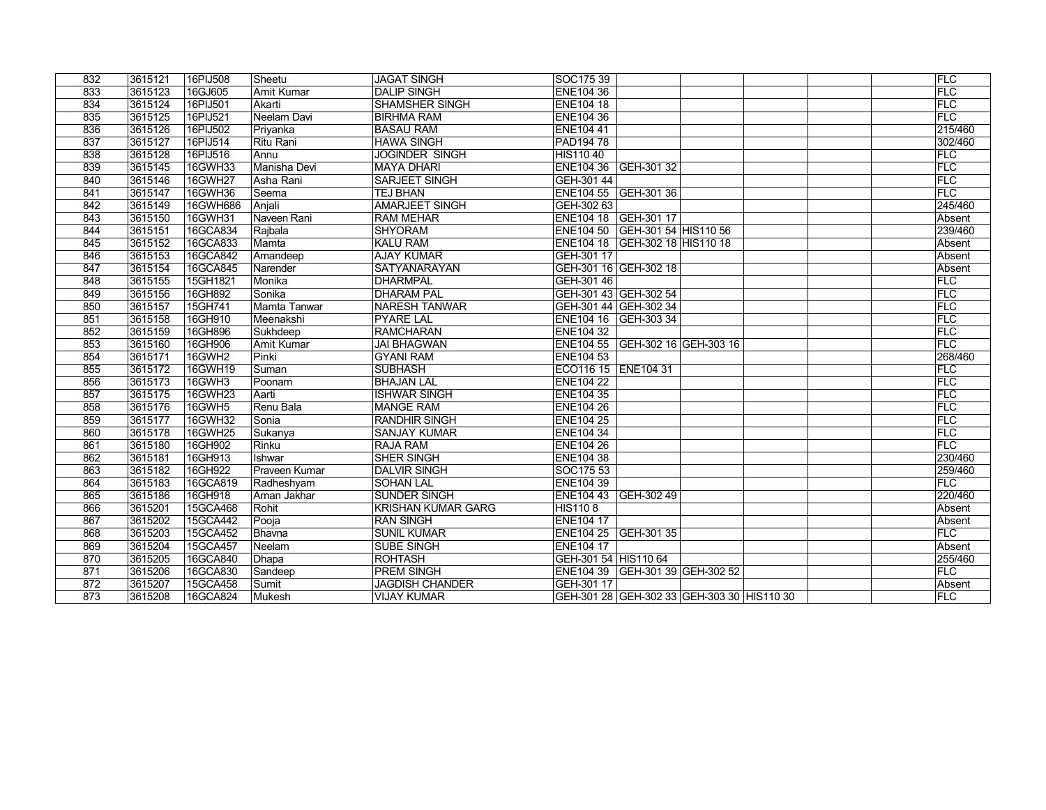| | | | | | | | | | | | |
|---|---|---|---|---|---|---|---|---|---|---|---|
| 832 | 3615121 | 16PIJ508 | Sheetu | JAGAT SINGH | SOC175 39 | | | | | | FLC |
| 833 | 3615123 | 16GJ605 | Amit Kumar | DALIP SINGH | ENE104 36 | | | | | | FLC |
| 834 | 3615124 | 16PIJ501 | Akarti | SHAMSHER SINGH | ENE104 18 | | | | | | FLC |
| 835 | 3615125 | 16PIJ521 | Neelam Davi | BIRHMA RAM | ENE104 36 | | | | | | FLC |
| 836 | 3615126 | 16PIJ502 | Priyanka | BASAU RAM | ENE104 41 | | | | | | 215/460 |
| 837 | 3615127 | 16PIJ514 | Ritu Rani | HAWA SINGH | PAD194 78 | | | | | | 302/460 |
| 838 | 3615128 | 16PIJ516 | Annu | JOGINDER SINGH | HIS110 40 | | | | | | FLC |
| 839 | 3615145 | 16GWH33 | Manisha Devi | MAYA DHARI | ENE104 36 | GEH-301 32 | | | | | FLC |
| 840 | 3615146 | 16GWH27 | Asha Rani | SARJEET SINGH | GEH-301 44 | | | | | | FLC |
| 841 | 3615147 | 16GWH36 | Seema | TEJ BHAN | ENE104 55 | GEH-301 36 | | | | | FLC |
| 842 | 3615149 | 16GWH686 | Anjali | AMARJEET SINGH | GEH-302 63 | | | | | | 245/460 |
| 843 | 3615150 | 16GWH31 | Naveen Rani | RAM MEHAR | ENE104 18 | GEH-301 17 | | | | | Absent |
| 844 | 3615151 | 16GCA834 | Rajbala | SHYORAM | ENE104 50 | GEH-301 54 | HIS110 56 | | | | 239/460 |
| 845 | 3615152 | 16GCA833 | Mamta | KALU RAM | ENE104 18 | GEH-302 18 | HIS110 18 | | | | Absent |
| 846 | 3615153 | 16GCA842 | Amandeep | AJAY KUMAR | GEH-301 17 | | | | | | Absent |
| 847 | 3615154 | 16GCA845 | Narender | SATYANARAYAN | GEH-301 16 | GEH-302 18 | | | | | Absent |
| 848 | 3615155 | 15GH1821 | Monika | DHARMPAL | GEH-301 46 | | | | | | FLC |
| 849 | 3615156 | 16GH892 | Sonika | DHARAM PAL | GEH-301 43 | GEH-302 54 | | | | | FLC |
| 850 | 3615157 | 15GH741 | Mamta Tanwar | NARESH TANWAR | GEH-301 44 | GEH-302 34 | | | | | FLC |
| 851 | 3615158 | 16GH910 | Meenakshi | PYARE LAL | ENE104 16 | GEH-303 34 | | | | | FLC |
| 852 | 3615159 | 16GH896 | Sukhdeep | RAMCHARAN | ENE104 32 | | | | | | FLC |
| 853 | 3615160 | 16GH906 | Amit Kumar | JAI BHAGWAN | ENE104 55 | GEH-302 16 | GEH-303 16 | | | | FLC |
| 854 | 3615171 | 16GWH2 | Pinki | GYANI RAM | ENE104 53 | | | | | | 268/460 |
| 855 | 3615172 | 16GWH19 | Suman | SUBHASH | ECO116 15 | ENE104 31 | | | | | FLC |
| 856 | 3615173 | 16GWH3 | Poonam | BHAJAN LAL | ENE104 22 | | | | | | FLC |
| 857 | 3615175 | 16GWH23 | Aarti | ISHWAR SINGH | ENE104 35 | | | | | | FLC |
| 858 | 3615176 | 16GWH5 | Renu Bala | MANGE RAM | ENE104 26 | | | | | | FLC |
| 859 | 3615177 | 16GWH32 | Sonia | RANDHIR SINGH | ENE104 25 | | | | | | FLC |
| 860 | 3615178 | 16GWH25 | Sukanya | SANJAY KUMAR | ENE104 34 | | | | | | FLC |
| 861 | 3615180 | 16GH902 | Rinku | RAJA RAM | ENE104 26 | | | | | | FLC |
| 862 | 3615181 | 16GH913 | Ishwar | SHER SINGH | ENE104 38 | | | | | | 230/460 |
| 863 | 3615182 | 16GH922 | Praveen Kumar | DALVIR SINGH | SOC175 53 | | | | | | 259/460 |
| 864 | 3615183 | 16GCA819 | Radheshyam | SOHAN LAL | ENE104 39 | | | | | | FLC |
| 865 | 3615186 | 16GH918 | Aman Jakhar | SUNDER SINGH | ENE104 43 | GEH-302 49 | | | | | 220/460 |
| 866 | 3615201 | 15GCA468 | Rohit | KRISHAN KUMAR GARG | HIS110 8 | | | | | | Absent |
| 867 | 3615202 | 15GCA442 | Pooja | RAN SINGH | ENE104 17 | | | | | | Absent |
| 868 | 3615203 | 15GCA452 | Bhavna | SUNIL KUMAR | ENE104 25 | GEH-301 35 | | | | | FLC |
| 869 | 3615204 | 15GCA457 | Neelam | SUBE SINGH | ENE104 17 | | | | | | Absent |
| 870 | 3615205 | 16GCA840 | Dhapa | ROHTASH | GEH-301 54 | HIS110 64 | | | | | 255/460 |
| 871 | 3615206 | 16GCA830 | Sandeep | PREM SINGH | ENE104 39 | GEH-301 39 | GEH-302 52 | | | | FLC |
| 872 | 3615207 | 15GCA458 | Sumit | JAGDISH CHANDER | GEH-301 17 | | | | | | Absent |
| 873 | 3615208 | 16GCA824 | Mukesh | VIJAY KUMAR | GEH-301 28 | GEH-302 33 | GEH-303 30 | HIS110 30 | | | FLC |